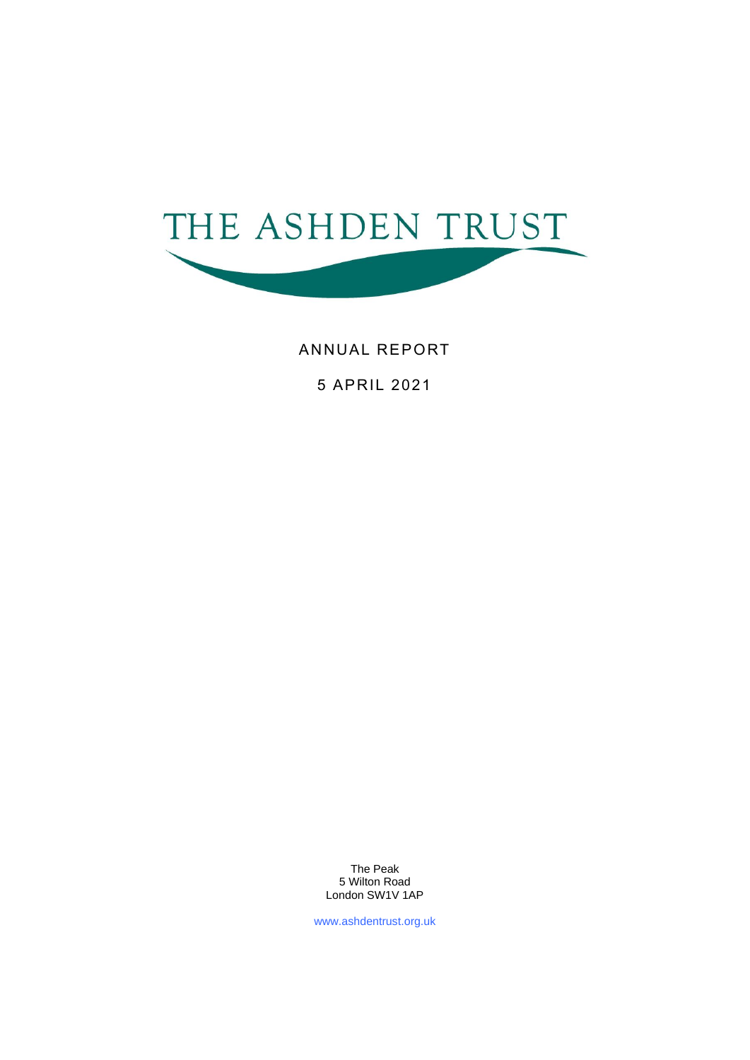# THE ASHDEN TRUST

ANNUAL REPORT

5 APRIL 2021

The Peak
5 Wilton Road
London SW1V 1AP

www.ashdentrust.org.uk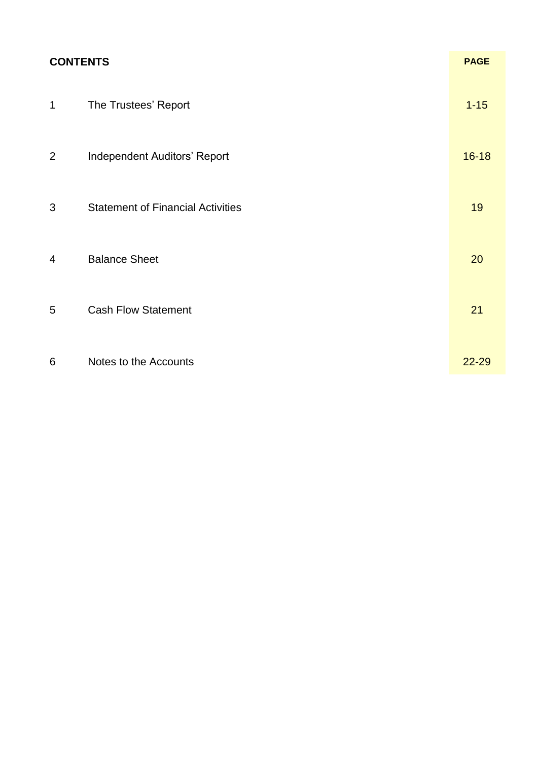## CONTENTS

| | | PAGE |
|---|---|---|
| 1 | The Trustees' Report | 1-15 |
| 2 | Independent Auditors' Report | 16-18 |
| 3 | Statement of Financial Activities | 19 |
| 4 | Balance Sheet | 20 |
| 5 | Cash Flow Statement | 21 |
| 6 | Notes to the Accounts | 22-29 |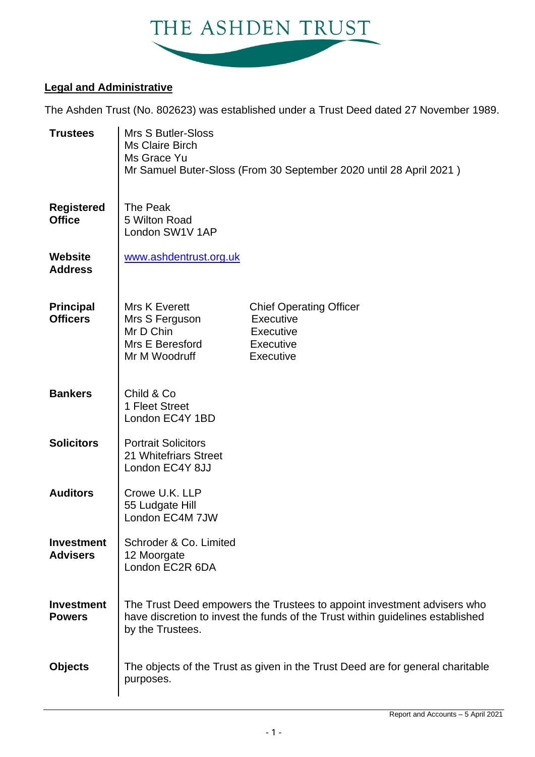# THE ASHDEN TRUST

## Legal and Administrative

The Ashden Trust (No. 802623) was established under a Trust Deed dated 27 November 1989.

| | | |
|---|---|---|
| **Trustees** | Mrs S Butler-Sloss<br>Ms Claire Birch<br>Ms Grace Yu<br>Mr Samuel Buter-Sloss (From 30 September 2020 until 28 April 2021 ) | |
| **Registered Office** | The Peak<br>5 Wilton Road<br>London SW1V 1AP | |
| **Website Address** | www.ashdentrust.org.uk | |
| **Principal Officers** | Mrs K Everett<br>Mrs S Ferguson<br>Mr D Chin<br>Mrs E Beresford<br>Mr M Woodruff | Chief Operating Officer<br>Executive<br>Executive<br>Executive<br>Executive |
| **Bankers** | Child & Co<br>1 Fleet Street<br>London EC4Y 1BD | |
| **Solicitors** | Portrait Solicitors<br>21 Whitefriars Street<br>London EC4Y 8JJ | |
| **Auditors** | Crowe U.K. LLP<br>55 Ludgate Hill<br>London EC4M 7JW | |
| **Investment Advisers** | Schroder & Co. Limited<br>12 Moorgate<br>London EC2R 6DA | |
| **Investment Powers** | The Trust Deed empowers the Trustees to appoint investment advisers who have discretion to invest the funds of the Trust within guidelines established by the Trustees. | |
| **Objects** | The objects of the Trust as given in the Trust Deed are for general charitable purposes. | |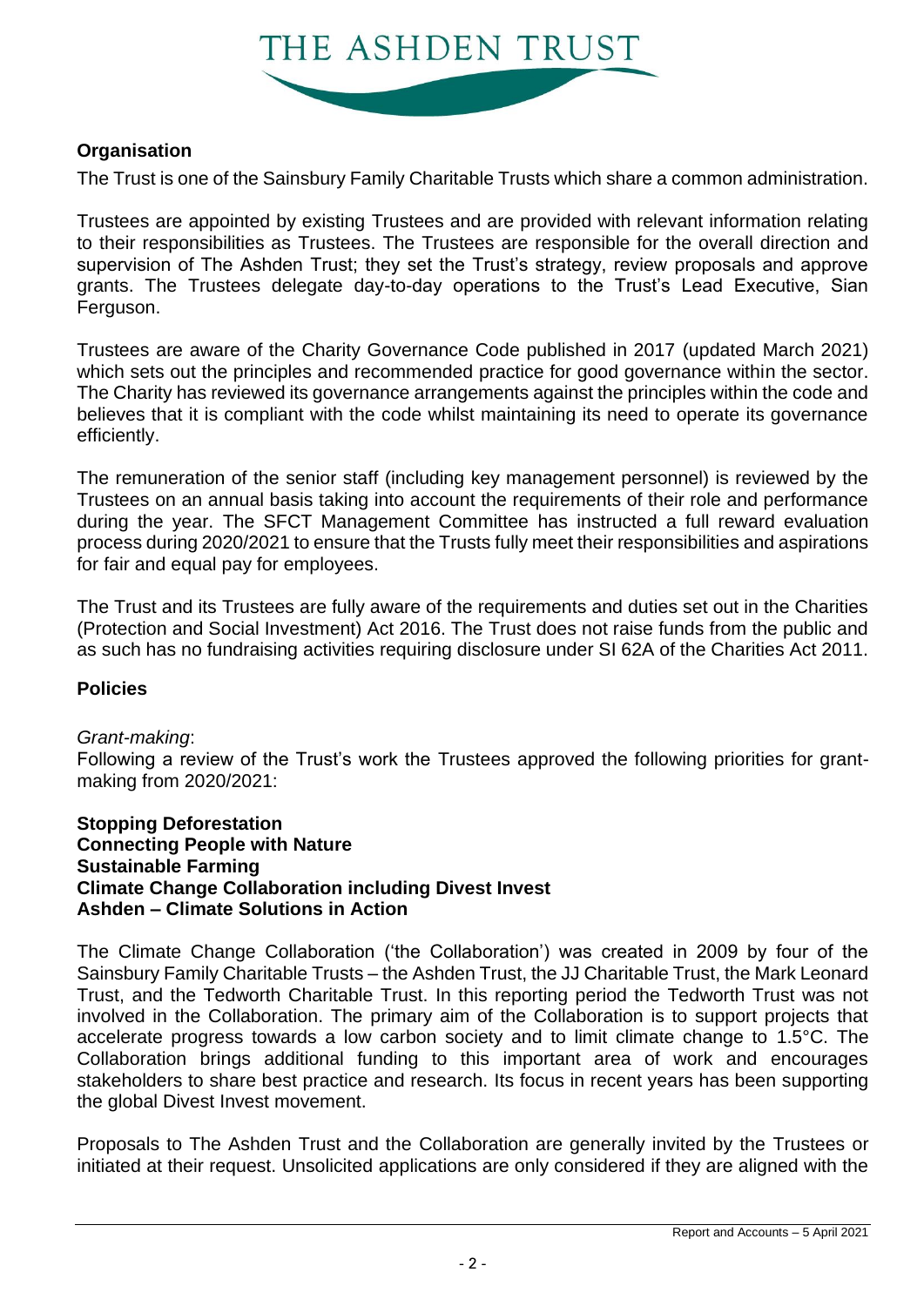## Organisation

The Trust is one of the Sainsbury Family Charitable Trusts which share a common administration.

Trustees are appointed by existing Trustees and are provided with relevant information relating to their responsibilities as Trustees. The Trustees are responsible for the overall direction and supervision of The Ashden Trust; they set the Trust's strategy, review proposals and approve grants. The Trustees delegate day-to-day operations to the Trust's Lead Executive, Sian Ferguson.

Trustees are aware of the Charity Governance Code published in 2017 (updated March 2021) which sets out the principles and recommended practice for good governance within the sector. The Charity has reviewed its governance arrangements against the principles within the code and believes that it is compliant with the code whilst maintaining its need to operate its governance efficiently.

The remuneration of the senior staff (including key management personnel) is reviewed by the Trustees on an annual basis taking into account the requirements of their role and performance during the year. The SFCT Management Committee has instructed a full reward evaluation process during 2020/2021 to ensure that the Trusts fully meet their responsibilities and aspirations for fair and equal pay for employees.

The Trust and its Trustees are fully aware of the requirements and duties set out in the Charities (Protection and Social Investment) Act 2016. The Trust does not raise funds from the public and as such has no fundraising activities requiring disclosure under SI 62A of the Charities Act 2011.

## Policies

*Grant-making*:

Following a review of the Trust's work the Trustees approved the following priorities for grant-making from 2020/2021:

**Stopping Deforestation**
**Connecting People with Nature**
**Sustainable Farming**
**Climate Change Collaboration including Divest Invest**
**Ashden – Climate Solutions in Action**

The Climate Change Collaboration ('the Collaboration') was created in 2009 by four of the Sainsbury Family Charitable Trusts – the Ashden Trust, the JJ Charitable Trust, the Mark Leonard Trust, and the Tedworth Charitable Trust. In this reporting period the Tedworth Trust was not involved in the Collaboration. The primary aim of the Collaboration is to support projects that accelerate progress towards a low carbon society and to limit climate change to 1.5°C. The Collaboration brings additional funding to this important area of work and encourages stakeholders to share best practice and research. Its focus in recent years has been supporting the global Divest Invest movement.

Proposals to The Ashden Trust and the Collaboration are generally invited by the Trustees or initiated at their request. Unsolicited applications are only considered if they are aligned with the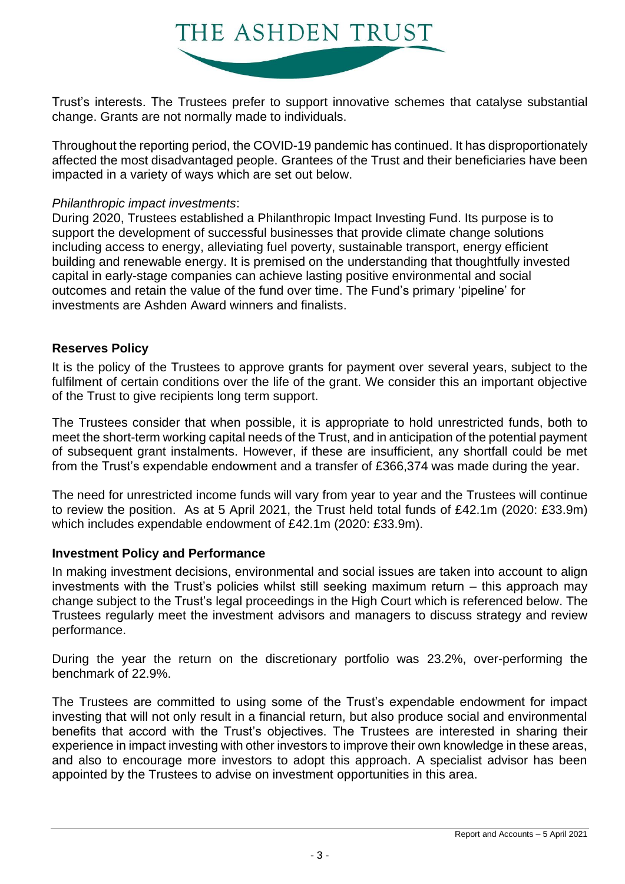Trust's interests. The Trustees prefer to support innovative schemes that catalyse substantial change. Grants are not normally made to individuals.

Throughout the reporting period, the COVID-19 pandemic has continued. It has disproportionately affected the most disadvantaged people. Grantees of the Trust and their beneficiaries have been impacted in a variety of ways which are set out below.

*Philanthropic impact investments*:
During 2020, Trustees established a Philanthropic Impact Investing Fund. Its purpose is to support the development of successful businesses that provide climate change solutions including access to energy, alleviating fuel poverty, sustainable transport, energy efficient building and renewable energy. It is premised on the understanding that thoughtfully invested capital in early-stage companies can achieve lasting positive environmental and social outcomes and retain the value of the fund over time. The Fund's primary 'pipeline' for investments are Ashden Award winners and finalists.

## Reserves Policy

It is the policy of the Trustees to approve grants for payment over several years, subject to the fulfilment of certain conditions over the life of the grant. We consider this an important objective of the Trust to give recipients long term support.

The Trustees consider that when possible, it is appropriate to hold unrestricted funds, both to meet the short-term working capital needs of the Trust, and in anticipation of the potential payment of subsequent grant instalments. However, if these are insufficient, any shortfall could be met from the Trust's expendable endowment and a transfer of £366,374 was made during the year.

The need for unrestricted income funds will vary from year to year and the Trustees will continue to review the position. As at 5 April 2021, the Trust held total funds of £42.1m (2020: £33.9m) which includes expendable endowment of £42.1m (2020: £33.9m).

## Investment Policy and Performance

In making investment decisions, environmental and social issues are taken into account to align investments with the Trust's policies whilst still seeking maximum return – this approach may change subject to the Trust's legal proceedings in the High Court which is referenced below. The Trustees regularly meet the investment advisors and managers to discuss strategy and review performance.

During the year the return on the discretionary portfolio was 23.2%, over-performing the benchmark of 22.9%.

The Trustees are committed to using some of the Trust's expendable endowment for impact investing that will not only result in a financial return, but also produce social and environmental benefits that accord with the Trust's objectives. The Trustees are interested in sharing their experience in impact investing with other investors to improve their own knowledge in these areas, and also to encourage more investors to adopt this approach. A specialist advisor has been appointed by the Trustees to advise on investment opportunities in this area.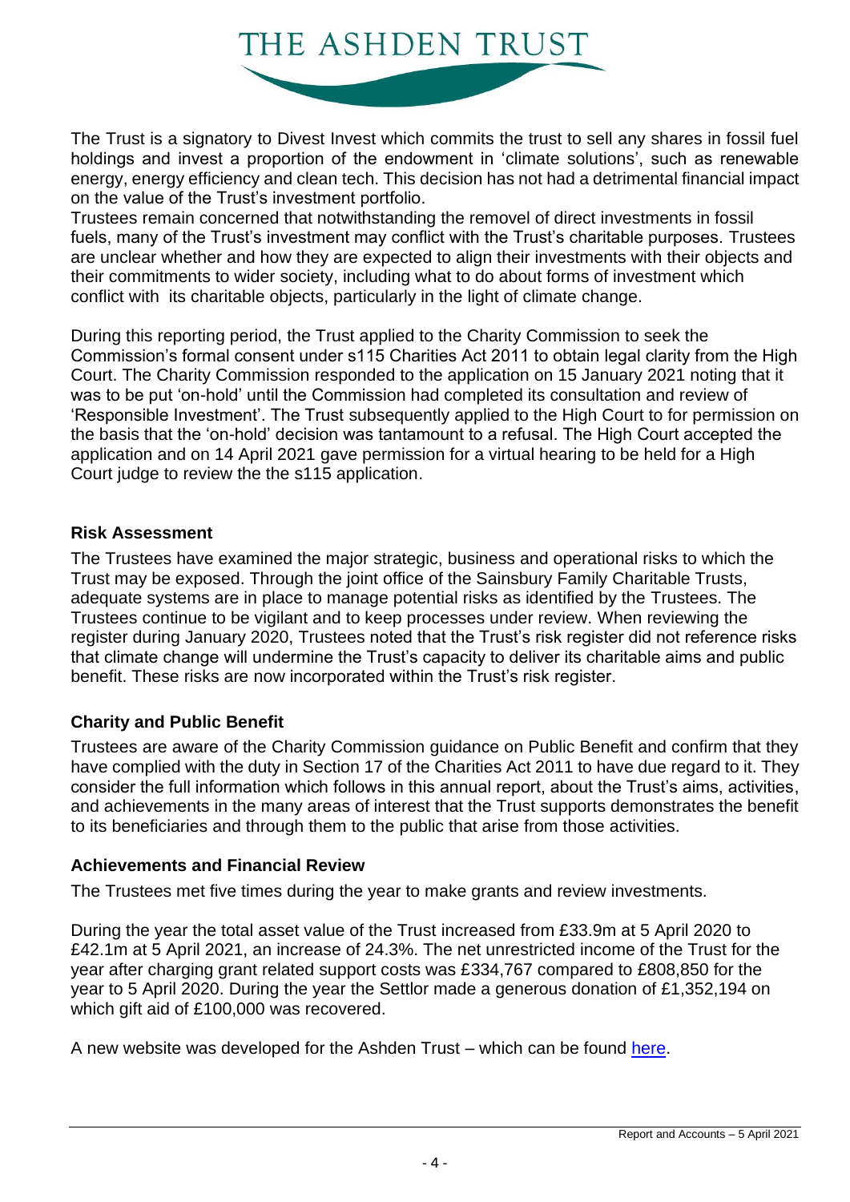The Trust is a signatory to Divest Invest which commits the trust to sell any shares in fossil fuel holdings and invest a proportion of the endowment in 'climate solutions', such as renewable energy, energy efficiency and clean tech. This decision has not had a detrimental financial impact on the value of the Trust's investment portfolio.
Trustees remain concerned that notwithstanding the removel of direct investments in fossil fuels, many of the Trust's investment may conflict with the Trust's charitable purposes. Trustees are unclear whether and how they are expected to align their investments with their objects and their commitments to wider society, including what to do about forms of investment which conflict with its charitable objects, particularly in the light of climate change.

During this reporting period, the Trust applied to the Charity Commission to seek the Commission's formal consent under s115 Charities Act 2011 to obtain legal clarity from the High Court. The Charity Commission responded to the application on 15 January 2021 noting that it was to be put 'on-hold' until the Commission had completed its consultation and review of 'Responsible Investment'. The Trust subsequently applied to the High Court to for permission on the basis that the 'on-hold' decision was tantamount to a refusal. The High Court accepted the application and on 14 April 2021 gave permission for a virtual hearing to be held for a High Court judge to review the the s115 application.

## Risk Assessment

The Trustees have examined the major strategic, business and operational risks to which the Trust may be exposed. Through the joint office of the Sainsbury Family Charitable Trusts, adequate systems are in place to manage potential risks as identified by the Trustees. The Trustees continue to be vigilant and to keep processes under review. When reviewing the register during January 2020, Trustees noted that the Trust's risk register did not reference risks that climate change will undermine the Trust's capacity to deliver its charitable aims and public benefit. These risks are now incorporated within the Trust's risk register.

## Charity and Public Benefit

Trustees are aware of the Charity Commission guidance on Public Benefit and confirm that they have complied with the duty in Section 17 of the Charities Act 2011 to have due regard to it. They consider the full information which follows in this annual report, about the Trust's aims, activities, and achievements in the many areas of interest that the Trust supports demonstrates the benefit to its beneficiaries and through them to the public that arise from those activities.

## Achievements and Financial Review

The Trustees met five times during the year to make grants and review investments.

During the year the total asset value of the Trust increased from £33.9m at 5 April 2020 to £42.1m at 5 April 2021, an increase of 24.3%. The net unrestricted income of the Trust for the year after charging grant related support costs was £334,767 compared to £808,850 for the year to 5 April 2020. During the year the Settlor made a generous donation of £1,352,194 on which gift aid of £100,000 was recovered.

A new website was developed for the Ashden Trust – which can be found here.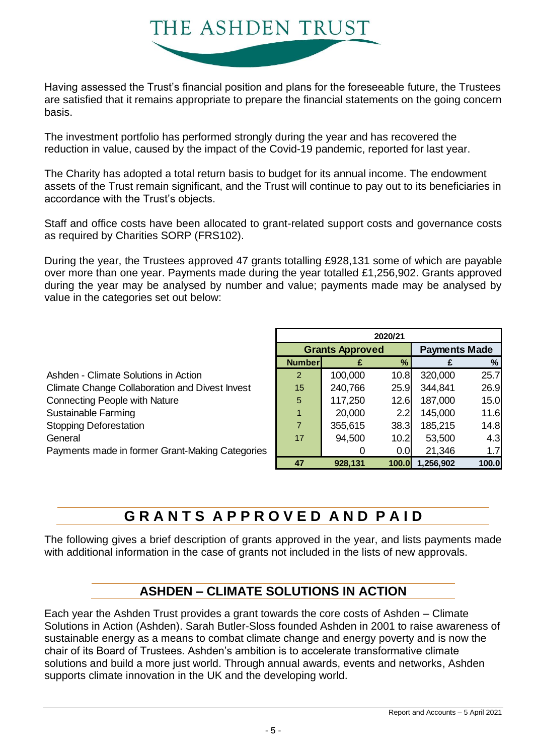# THE ASHDEN TRUST

Having assessed the Trust's financial position and plans for the foreseeable future, the Trustees are satisfied that it remains appropriate to prepare the financial statements on the going concern basis.

The investment portfolio has performed strongly during the year and has recovered the reduction in value, caused by the impact of the Covid-19 pandemic, reported for last year.

The Charity has adopted a total return basis to budget for its annual income. The endowment assets of the Trust remain significant, and the Trust will continue to pay out to its beneficiaries in accordance with the Trust's objects.

Staff and office costs have been allocated to grant-related support costs and governance costs as required by Charities SORP (FRS102).

During the year, the Trustees approved 47 grants totalling £928,131 some of which are payable over more than one year. Payments made during the year totalled £1,256,902. Grants approved during the year may be analysed by number and value; payments made may be analysed by value in the categories set out below:

| | 2020/21 | | | | |
|---|---|---|---|---|---|
| | Grants Approved | | | Payments Made | |
| | Number | £ | % | £ | % |
| Ashden - Climate Solutions in Action | 2 | 100,000 | 10.8 | 320,000 | 25.7 |
| Climate Change Collaboration and Divest Invest | 15 | 240,766 | 25.9 | 344,841 | 26.9 |
| Connecting People with Nature | 5 | 117,250 | 12.6 | 187,000 | 15.0 |
| Sustainable Farming | 1 | 20,000 | 2.2 | 145,000 | 11.6 |
| Stopping Deforestation | 7 | 355,615 | 38.3 | 185,215 | 14.8 |
| General | 17 | 94,500 | 10.2 | 53,500 | 4.3 |
| Payments made in former Grant-Making Categories | | 0 | 0.0 | 21,346 | 1.7 |
| | **47** | **928,131** | **100.0** | **1,256,902** | **100.0** |

## GRANTS APPROVED AND PAID

The following gives a brief description of grants approved in the year, and lists payments made with additional information in the case of grants not included in the lists of new approvals.

### ASHDEN – CLIMATE SOLUTIONS IN ACTION

Each year the Ashden Trust provides a grant towards the core costs of Ashden – Climate Solutions in Action (Ashden). Sarah Butler-Sloss founded Ashden in 2001 to raise awareness of sustainable energy as a means to combat climate change and energy poverty and is now the chair of its Board of Trustees. Ashden's ambition is to accelerate transformative climate solutions and build a more just world. Through annual awards, events and networks, Ashden supports climate innovation in the UK and the developing world.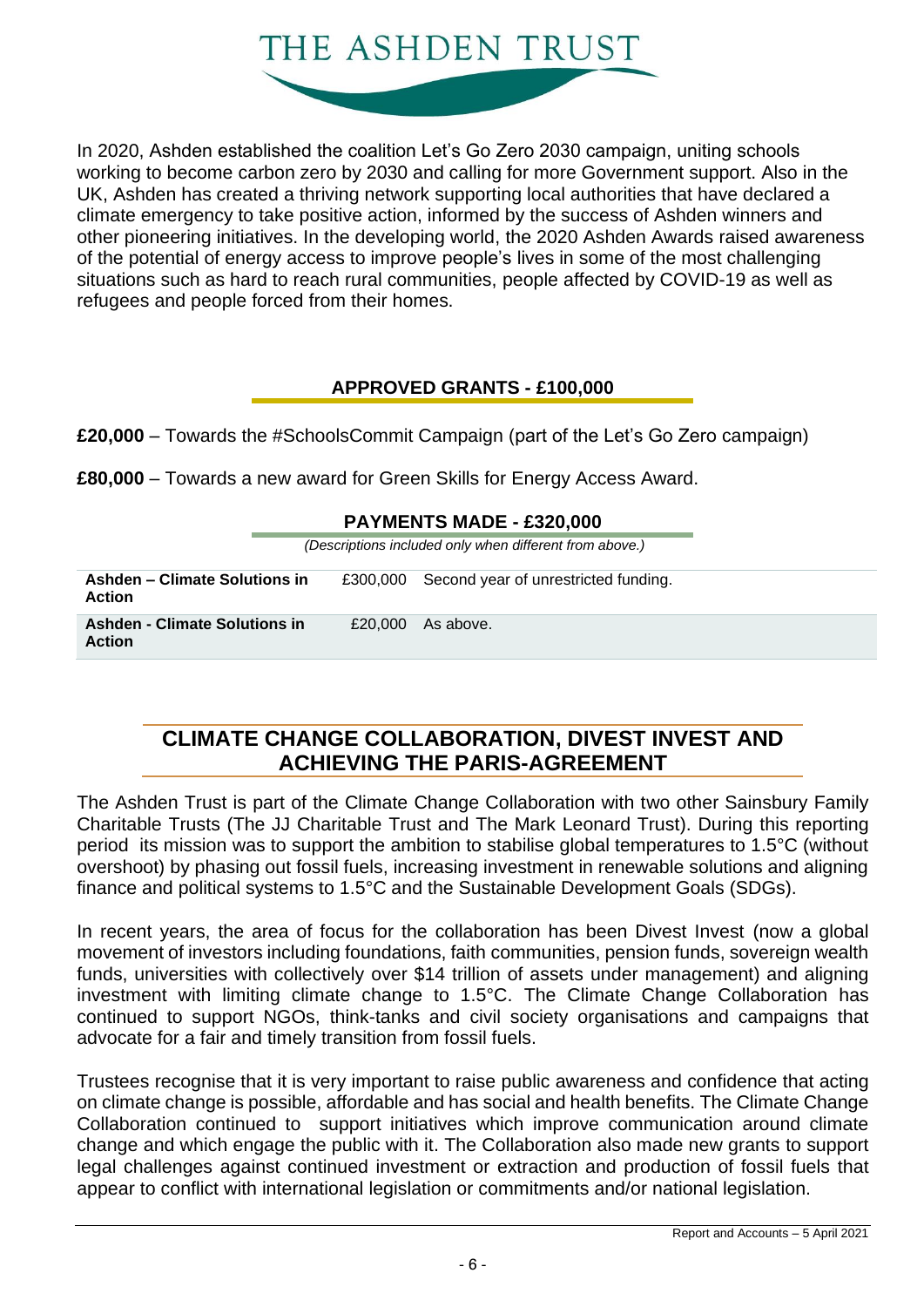In 2020, Ashden established the coalition Let's Go Zero 2030 campaign, uniting schools working to become carbon zero by 2030 and calling for more Government support. Also in the UK, Ashden has created a thriving network supporting local authorities that have declared a climate emergency to take positive action, informed by the success of Ashden winners and other pioneering initiatives. In the developing world, the 2020 Ashden Awards raised awareness of the potential of energy access to improve people's lives in some of the most challenging situations such as hard to reach rural communities, people affected by COVID-19 as well as refugees and people forced from their homes.

### APPROVED GRANTS - £100,000

**£20,000** – Towards the #SchoolsCommit Campaign (part of the Let's Go Zero campaign)

**£80,000** – Towards a new award for Green Skills for Energy Access Award.

### PAYMENTS MADE - £320,000

*(Descriptions included only when different from above.)*

| | | |
|---|---|---|
| **Ashden – Climate Solutions in Action** | £300,000 | Second year of unrestricted funding. |
| **Ashden - Climate Solutions in Action** | £20,000 | As above. |

## CLIMATE CHANGE COLLABORATION, DIVEST INVEST AND ACHIEVING THE PARIS-AGREEMENT

The Ashden Trust is part of the Climate Change Collaboration with two other Sainsbury Family Charitable Trusts (The JJ Charitable Trust and The Mark Leonard Trust). During this reporting period its mission was to support the ambition to stabilise global temperatures to 1.5°C (without overshoot) by phasing out fossil fuels, increasing investment in renewable solutions and aligning finance and political systems to 1.5°C and the Sustainable Development Goals (SDGs).

In recent years, the area of focus for the collaboration has been Divest Invest (now a global movement of investors including foundations, faith communities, pension funds, sovereign wealth funds, universities with collectively over $14 trillion of assets under management) and aligning investment with limiting climate change to 1.5°C. The Climate Change Collaboration has continued to support NGOs, think-tanks and civil society organisations and campaigns that advocate for a fair and timely transition from fossil fuels.

Trustees recognise that it is very important to raise public awareness and confidence that acting on climate change is possible, affordable and has social and health benefits. The Climate Change Collaboration continued to support initiatives which improve communication around climate change and which engage the public with it. The Collaboration also made new grants to support legal challenges against continued investment or extraction and production of fossil fuels that appear to conflict with international legislation or commitments and/or national legislation.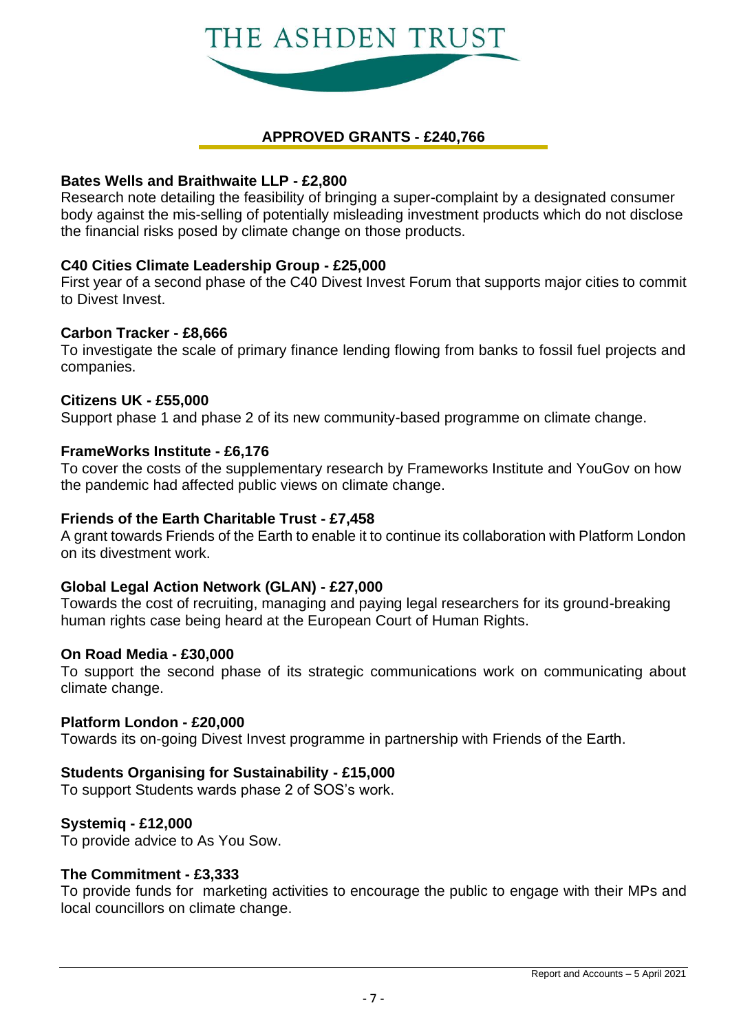THE ASHDEN TRUST

## APPROVED GRANTS - £240,766

**Bates Wells and Braithwaite LLP - £2,800**
Research note detailing the feasibility of bringing a super-complaint by a designated consumer body against the mis-selling of potentially misleading investment products which do not disclose the financial risks posed by climate change on those products.

**C40 Cities Climate Leadership Group - £25,000**
First year of a second phase of the C40 Divest Invest Forum that supports major cities to commit to Divest Invest.

**Carbon Tracker - £8,666**
To investigate the scale of primary finance lending flowing from banks to fossil fuel projects and companies.

**Citizens UK - £55,000**
Support phase 1 and phase 2 of its new community-based programme on climate change.

**FrameWorks Institute - £6,176**
To cover the costs of the supplementary research by Frameworks Institute and YouGov on how the pandemic had affected public views on climate change.

**Friends of the Earth Charitable Trust - £7,458**
A grant towards Friends of the Earth to enable it to continue its collaboration with Platform London on its divestment work.

**Global Legal Action Network (GLAN) - £27,000**
Towards the cost of recruiting, managing and paying legal researchers for its ground-breaking human rights case being heard at the European Court of Human Rights.

**On Road Media - £30,000**
To support the second phase of its strategic communications work on communicating about climate change.

**Platform London - £20,000**
Towards its on-going Divest Invest programme in partnership with Friends of the Earth.

**Students Organising for Sustainability - £15,000**
To support Students wards phase 2 of SOS's work.

**Systemiq - £12,000**
To provide advice to As You Sow.

**The Commitment - £3,333**
To provide funds for marketing activities to encourage the public to engage with their MPs and local councillors on climate change.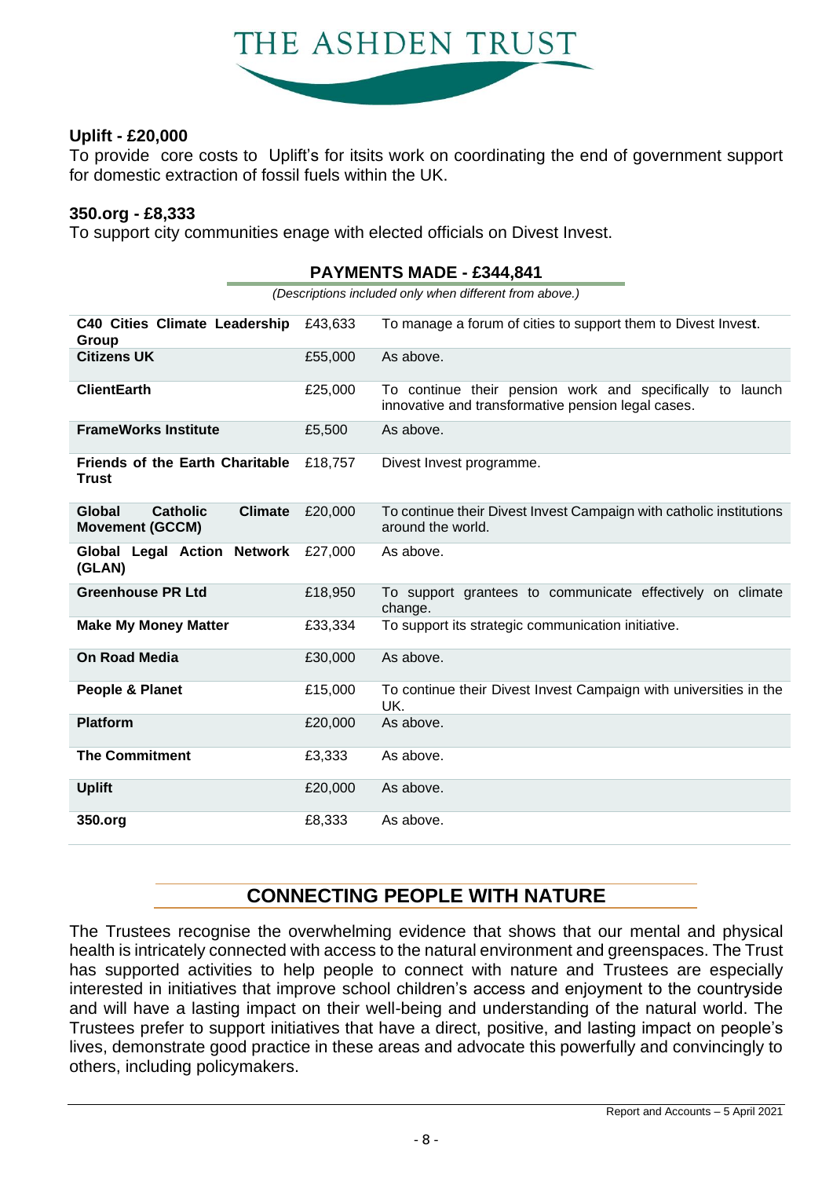**Uplift - £20,000**
To provide core costs to Uplift's for itsits work on coordinating the end of government support for domestic extraction of fossil fuels within the UK.

**350.org - £8,333**
To support city communities enage with elected officials on Divest Invest.

## PAYMENTS MADE - £344,841

*(Descriptions included only when different from above.)*

| | | |
|---|---|---|
| **C40 Cities Climate Leadership Group** | £43,633 | To manage a forum of cities to support them to Divest Invest. |
| **Citizens UK** | £55,000 | As above. |
| **ClientEarth** | £25,000 | To continue their pension work and specifically to launch innovative and transformative pension legal cases. |
| **FrameWorks Institute** | £5,500 | As above. |
| **Friends of the Earth Charitable Trust** | £18,757 | Divest Invest programme. |
| **Global Catholic Climate Movement (GCCM)** | £20,000 | To continue their Divest Invest Campaign with catholic institutions around the world. |
| **Global Legal Action Network (GLAN)** | £27,000 | As above. |
| **Greenhouse PR Ltd** | £18,950 | To support grantees to communicate effectively on climate change. |
| **Make My Money Matter** | £33,334 | To support its strategic communication initiative. |
| **On Road Media** | £30,000 | As above. |
| **People & Planet** | £15,000 | To continue their Divest Invest Campaign with universities in the UK. |
| **Platform** | £20,000 | As above. |
| **The Commitment** | £3,333 | As above. |
| **Uplift** | £20,000 | As above. |
| **350.org** | £8,333 | As above. |

## CONNECTING PEOPLE WITH NATURE

The Trustees recognise the overwhelming evidence that shows that our mental and physical health is intricately connected with access to the natural environment and greenspaces. The Trust has supported activities to help people to connect with nature and Trustees are especially interested in initiatives that improve school children's access and enjoyment to the countryside and will have a lasting impact on their well-being and understanding of the natural world. The Trustees prefer to support initiatives that have a direct, positive, and lasting impact on people's lives, demonstrate good practice in these areas and advocate this powerfully and convincingly to others, including policymakers.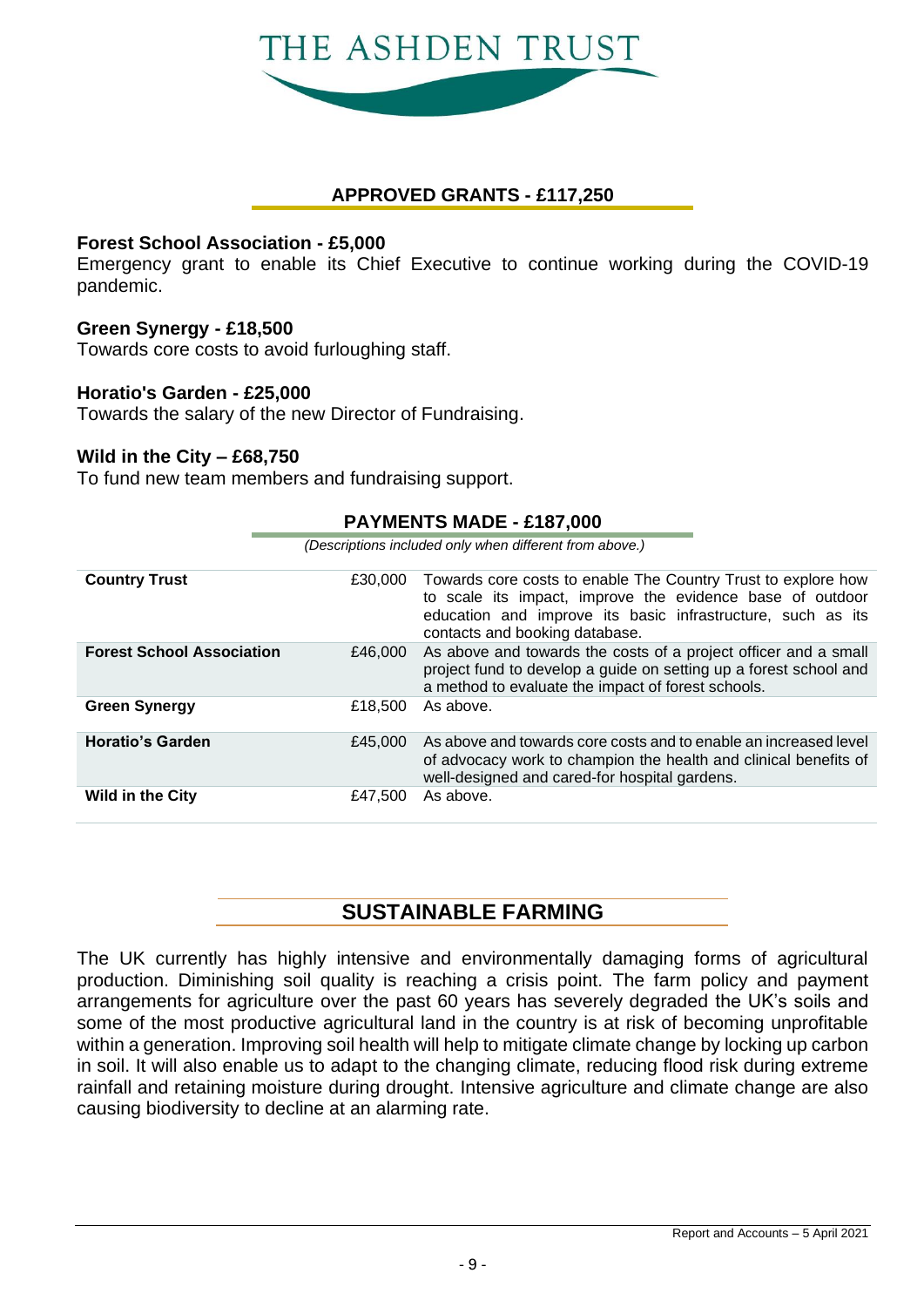THE ASHDEN TRUST

## APPROVED GRANTS - £117,250

**Forest School Association - £5,000**
Emergency grant to enable its Chief Executive to continue working during the COVID-19 pandemic.

**Green Synergy - £18,500**
Towards core costs to avoid furloughing staff.

**Horatio's Garden - £25,000**
Towards the salary of the new Director of Fundraising.

**Wild in the City – £68,750**
To fund new team members and fundraising support.

## PAYMENTS MADE - £187,000

*(Descriptions included only when different from above.)*

| | | |
|---|---|---|
| **Country Trust** | £30,000 | Towards core costs to enable The Country Trust to explore how to scale its impact, improve the evidence base of outdoor education and improve its basic infrastructure, such as its contacts and booking database. |
| **Forest School Association** | £46,000 | As above and towards the costs of a project officer and a small project fund to develop a guide on setting up a forest school and a method to evaluate the impact of forest schools. |
| **Green Synergy** | £18,500 | As above. |
| **Horatio's Garden** | £45,000 | As above and towards core costs and to enable an increased level of advocacy work to champion the health and clinical benefits of well-designed and cared-for hospital gardens. |
| **Wild in the City** | £47,500 | As above. |

## SUSTAINABLE FARMING

The UK currently has highly intensive and environmentally damaging forms of agricultural production. Diminishing soil quality is reaching a crisis point. The farm policy and payment arrangements for agriculture over the past 60 years has severely degraded the UK's soils and some of the most productive agricultural land in the country is at risk of becoming unprofitable within a generation. Improving soil health will help to mitigate climate change by locking up carbon in soil. It will also enable us to adapt to the changing climate, reducing flood risk during extreme rainfall and retaining moisture during drought. Intensive agriculture and climate change are also causing biodiversity to decline at an alarming rate.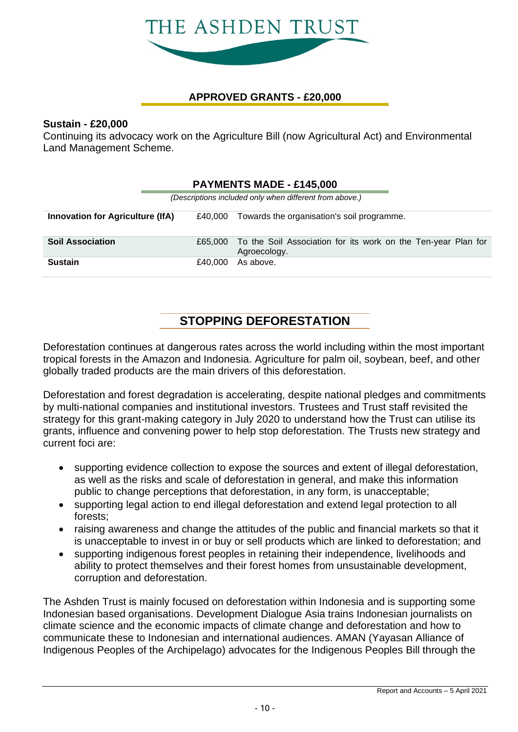# THE ASHDEN TRUST

## APPROVED GRANTS - £20,000

**Sustain - £20,000**
Continuing its advocacy work on the Agriculture Bill (now Agricultural Act) and Environmental Land Management Scheme.

## PAYMENTS MADE - £145,000

*(Descriptions included only when different from above.)*

| | | |
|---|---|---|
| **Innovation for Agriculture (IfA)** | £40,000 | Towards the organisation's soil programme. |
| **Soil Association** | £65,000 | To the Soil Association for its work on the Ten-year Plan for Agroecology. |
| **Sustain** | £40,000 | As above. |

## STOPPING DEFORESTATION

Deforestation continues at dangerous rates across the world including within the most important tropical forests in the Amazon and Indonesia. Agriculture for palm oil, soybean, beef, and other globally traded products are the main drivers of this deforestation.

Deforestation and forest degradation is accelerating, despite national pledges and commitments by multi-national companies and institutional investors. Trustees and Trust staff revisited the strategy for this grant-making category in July 2020 to understand how the Trust can utilise its grants, influence and convening power to help stop deforestation. The Trusts new strategy and current foci are:

- supporting evidence collection to expose the sources and extent of illegal deforestation, as well as the risks and scale of deforestation in general, and make this information public to change perceptions that deforestation, in any form, is unacceptable;
- supporting legal action to end illegal deforestation and extend legal protection to all forests;
- raising awareness and change the attitudes of the public and financial markets so that it is unacceptable to invest in or buy or sell products which are linked to deforestation; and
- supporting indigenous forest peoples in retaining their independence, livelihoods and ability to protect themselves and their forest homes from unsustainable development, corruption and deforestation.

The Ashden Trust is mainly focused on deforestation within Indonesia and is supporting some Indonesian based organisations. Development Dialogue Asia trains Indonesian journalists on climate science and the economic impacts of climate change and deforestation and how to communicate these to Indonesian and international audiences. AMAN (Yayasan Alliance of Indigenous Peoples of the Archipelago) advocates for the Indigenous Peoples Bill through the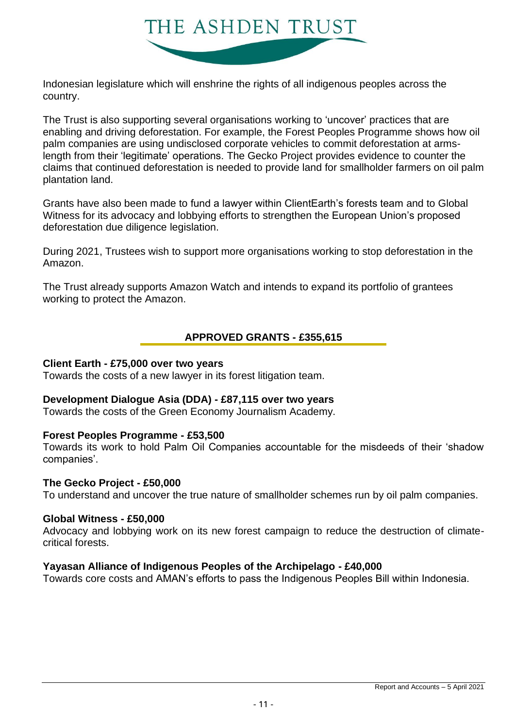Indonesian legislature which will enshrine the rights of all indigenous peoples across the country.

The Trust is also supporting several organisations working to 'uncover' practices that are enabling and driving deforestation. For example, the Forest Peoples Programme shows how oil palm companies are using undisclosed corporate vehicles to commit deforestation at arms-length from their 'legitimate' operations. The Gecko Project provides evidence to counter the claims that continued deforestation is needed to provide land for smallholder farmers on oil palm plantation land.

Grants have also been made to fund a lawyer within ClientEarth's forests team and to Global Witness for its advocacy and lobbying efforts to strengthen the European Union's proposed deforestation due diligence legislation.

During 2021, Trustees wish to support more organisations working to stop deforestation in the Amazon.

The Trust already supports Amazon Watch and intends to expand its portfolio of grantees working to protect the Amazon.

## APPROVED GRANTS - £355,615

**Client Earth - £75,000 over two years**
Towards the costs of a new lawyer in its forest litigation team.

**Development Dialogue Asia (DDA) - £87,115 over two years**
Towards the costs of the Green Economy Journalism Academy.

**Forest Peoples Programme - £53,500**
Towards its work to hold Palm Oil Companies accountable for the misdeeds of their 'shadow companies'.

**The Gecko Project - £50,000**
To understand and uncover the true nature of smallholder schemes run by oil palm companies.

**Global Witness - £50,000**
Advocacy and lobbying work on its new forest campaign to reduce the destruction of climate-critical forests.

**Yayasan Alliance of Indigenous Peoples of the Archipelago - £40,000**
Towards core costs and AMAN's efforts to pass the Indigenous Peoples Bill within Indonesia.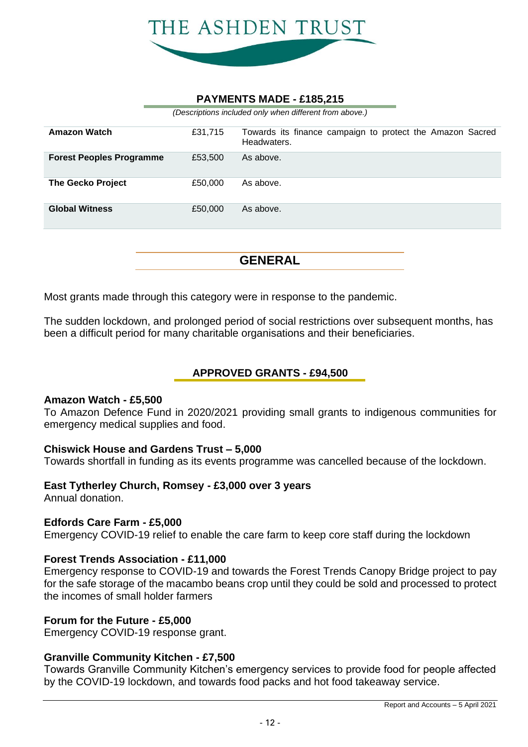## PAYMENTS MADE - £185,215

*(Descriptions included only when different from above.)*

| | | |
|---|---|---|
| **Amazon Watch** | £31,715 | Towards its finance campaign to protect the Amazon Sacred Headwaters. |
| **Forest Peoples Programme** | £53,500 | As above. |
| **The Gecko Project** | £50,000 | As above. |
| **Global Witness** | £50,000 | As above. |

## GENERAL

Most grants made through this category were in response to the pandemic.

The sudden lockdown, and prolonged period of social restrictions over subsequent months, has been a difficult period for many charitable organisations and their beneficiaries.

### APPROVED GRANTS - £94,500

**Amazon Watch - £5,500**
To Amazon Defence Fund in 2020/2021 providing small grants to indigenous communities for emergency medical supplies and food.

**Chiswick House and Gardens Trust – 5,000**
Towards shortfall in funding as its events programme was cancelled because of the lockdown.

**East Tytherley Church, Romsey - £3,000 over 3 years**
Annual donation.

**Edfords Care Farm - £5,000**
Emergency COVID-19 relief to enable the care farm to keep core staff during the lockdown

**Forest Trends Association - £11,000**
Emergency response to COVID-19 and towards the Forest Trends Canopy Bridge project to pay for the safe storage of the macambo beans crop until they could be sold and processed to protect the incomes of small holder farmers

**Forum for the Future - £5,000**
Emergency COVID-19 response grant.

**Granville Community Kitchen - £7,500**
Towards Granville Community Kitchen's emergency services to provide food for people affected by the COVID-19 lockdown, and towards food packs and hot food takeaway service.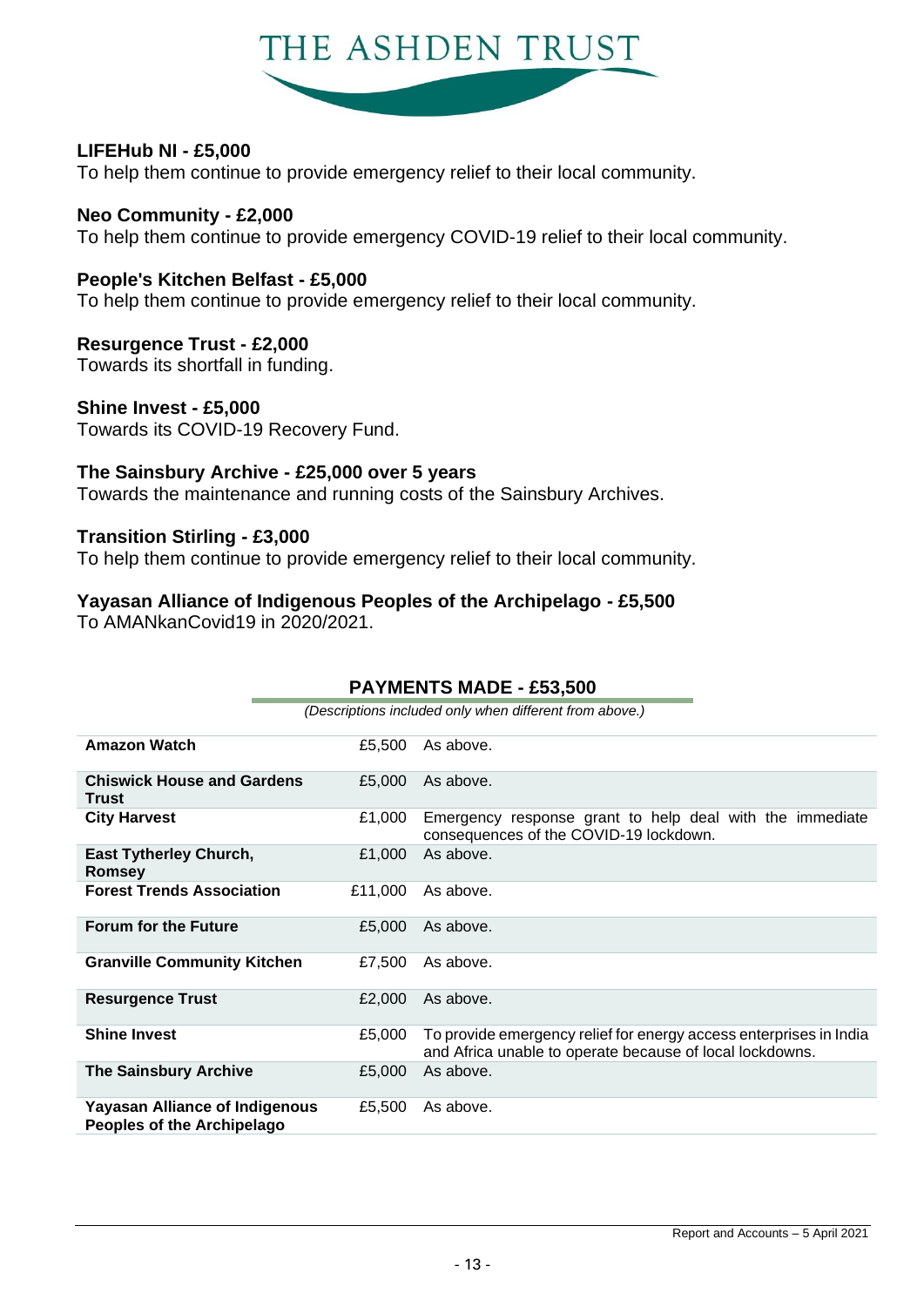**LIFEHub NI - £5,000**
To help them continue to provide emergency relief to their local community.

**Neo Community - £2,000**
To help them continue to provide emergency COVID-19 relief to their local community.

**People's Kitchen Belfast - £5,000**
To help them continue to provide emergency relief to their local community.

**Resurgence Trust - £2,000**
Towards its shortfall in funding.

**Shine Invest - £5,000**
Towards its COVID-19 Recovery Fund.

**The Sainsbury Archive - £25,000 over 5 years**
Towards the maintenance and running costs of the Sainsbury Archives.

**Transition Stirling - £3,000**
To help them continue to provide emergency relief to their local community.

**Yayasan Alliance of Indigenous Peoples of the Archipelago - £5,500**
To AMANkanCovid19 in 2020/2021.

## PAYMENTS MADE - £53,500

*(Descriptions included only when different from above.)*

| | | |
|---|---|---|
| **Amazon Watch** | £5,500 | As above. |
| **Chiswick House and Gardens Trust** | £5,000 | As above. |
| **City Harvest** | £1,000 | Emergency response grant to help deal with the immediate consequences of the COVID-19 lockdown. |
| **East Tytherley Church, Romsey** | £1,000 | As above. |
| **Forest Trends Association** | £11,000 | As above. |
| **Forum for the Future** | £5,000 | As above. |
| **Granville Community Kitchen** | £7,500 | As above. |
| **Resurgence Trust** | £2,000 | As above. |
| **Shine Invest** | £5,000 | To provide emergency relief for energy access enterprises in India and Africa unable to operate because of local lockdowns. |
| **The Sainsbury Archive** | £5,000 | As above. |
| **Yayasan Alliance of Indigenous Peoples of the Archipelago** | £5,500 | As above. |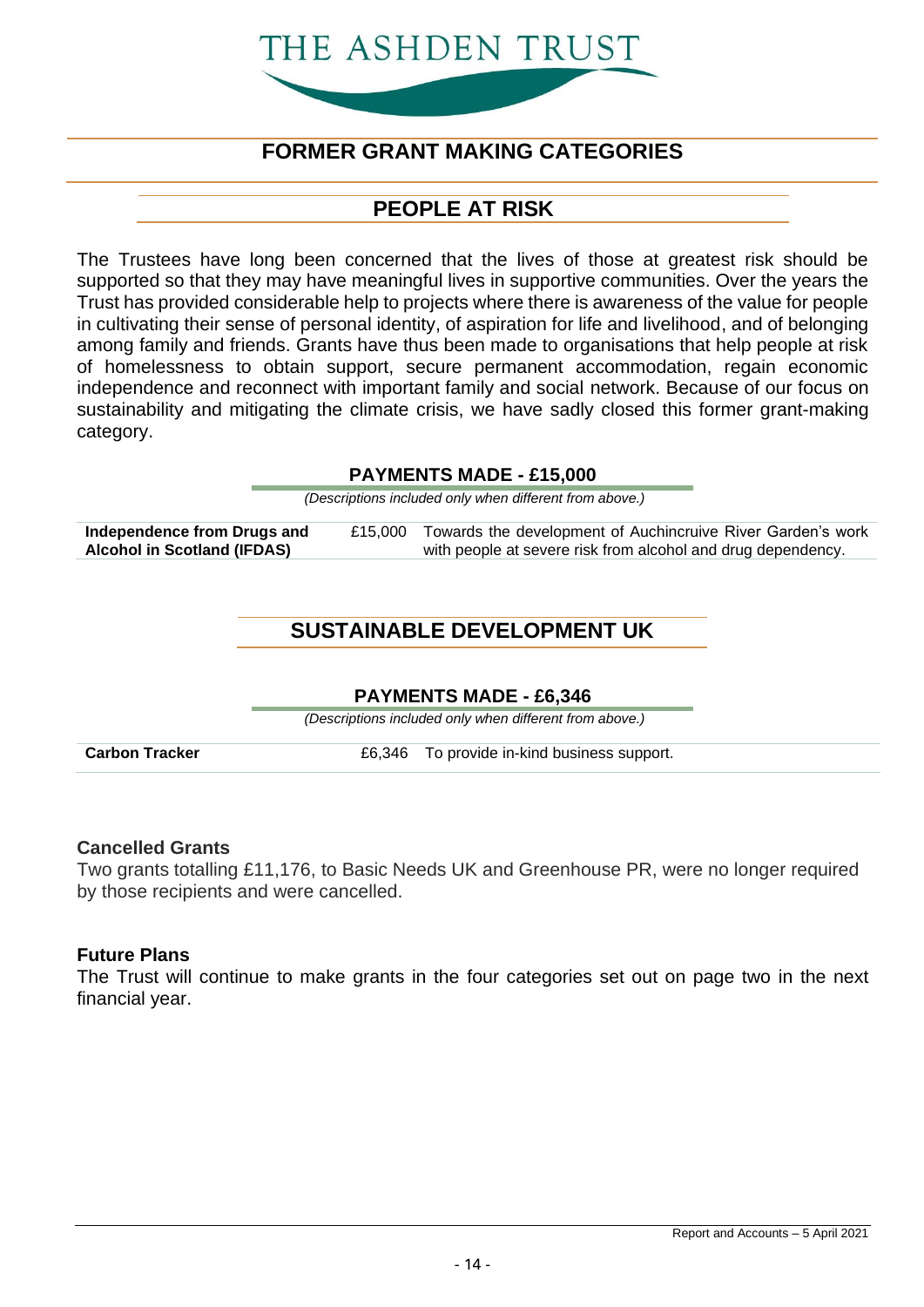# FORMER GRANT MAKING CATEGORIES

## PEOPLE AT RISK

The Trustees have long been concerned that the lives of those at greatest risk should be supported so that they may have meaningful lives in supportive communities. Over the years the Trust has provided considerable help to projects where there is awareness of the value for people in cultivating their sense of personal identity, of aspiration for life and livelihood, and of belonging among family and friends. Grants have thus been made to organisations that help people at risk of homelessness to obtain support, secure permanent accommodation, regain economic independence and reconnect with important family and social network. Because of our focus on sustainability and mitigating the climate crisis, we have sadly closed this former grant-making category.

### PAYMENTS MADE - £15,000

*(Descriptions included only when different from above.)*

| | | |
|---|---|---|
| **Independence from Drugs and Alcohol in Scotland (IFDAS)** | £15,000 | Towards the development of Auchincruive River Garden's work with people at severe risk from alcohol and drug dependency. |

## SUSTAINABLE DEVELOPMENT UK

### PAYMENTS MADE - £6,346

*(Descriptions included only when different from above.)*

| | | |
|---|---|---|
| **Carbon Tracker** | £6,346 | To provide in-kind business support. |

### Cancelled Grants

Two grants totalling £11,176, to Basic Needs UK and Greenhouse PR, were no longer required by those recipients and were cancelled.

### Future Plans

The Trust will continue to make grants in the four categories set out on page two in the next financial year.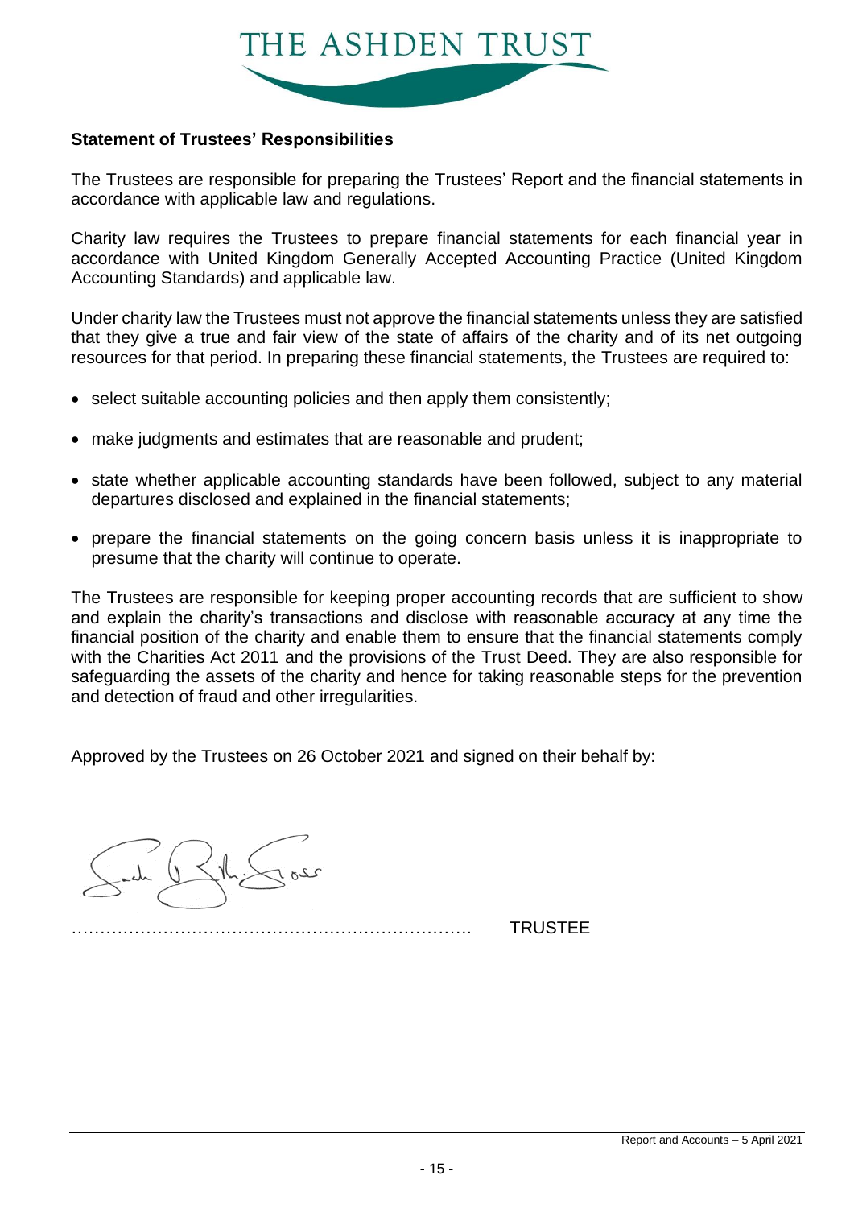THE ASHDEN TRUST

**Statement of Trustees' Responsibilities**

The Trustees are responsible for preparing the Trustees' Report and the financial statements in accordance with applicable law and regulations.

Charity law requires the Trustees to prepare financial statements for each financial year in accordance with United Kingdom Generally Accepted Accounting Practice (United Kingdom Accounting Standards) and applicable law.

Under charity law the Trustees must not approve the financial statements unless they are satisfied that they give a true and fair view of the state of affairs of the charity and of its net outgoing resources for that period. In preparing these financial statements, the Trustees are required to:

- select suitable accounting policies and then apply them consistently;
- make judgments and estimates that are reasonable and prudent;
- state whether applicable accounting standards have been followed, subject to any material departures disclosed and explained in the financial statements;
- prepare the financial statements on the going concern basis unless it is inappropriate to presume that the charity will continue to operate.

The Trustees are responsible for keeping proper accounting records that are sufficient to show and explain the charity's transactions and disclose with reasonable accuracy at any time the financial position of the charity and enable them to ensure that the financial statements comply with the Charities Act 2011 and the provisions of the Trust Deed. They are also responsible for safeguarding the assets of the charity and hence for taking reasonable steps for the prevention and detection of fraud and other irregularities.

Approved by the Trustees on 26 October 2021 and signed on their behalf by:

……………………………………………………………. TRUSTEE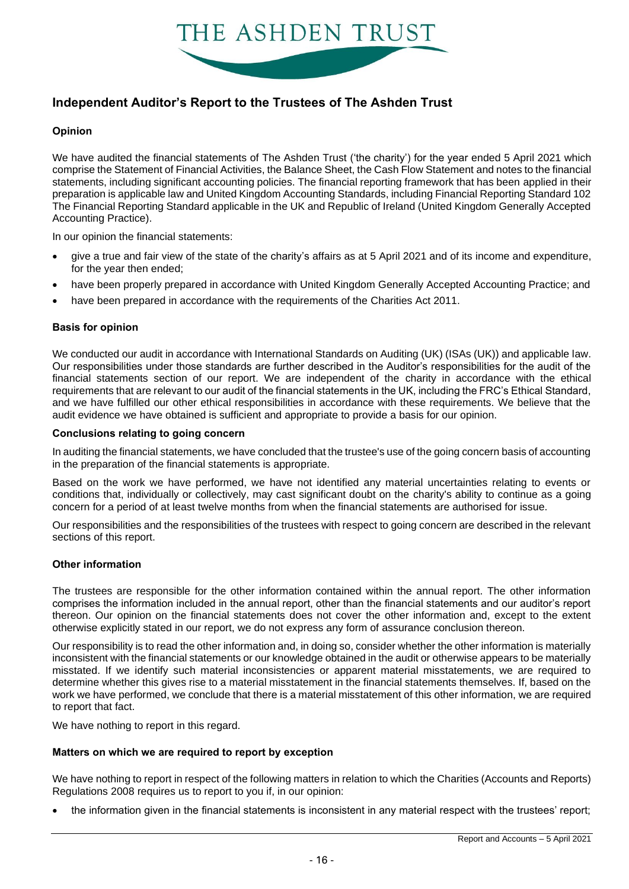# Independent Auditor's Report to the Trustees of The Ashden Trust

### Opinion

We have audited the financial statements of The Ashden Trust ('the charity') for the year ended 5 April 2021 which comprise the Statement of Financial Activities, the Balance Sheet, the Cash Flow Statement and notes to the financial statements, including significant accounting policies. The financial reporting framework that has been applied in their preparation is applicable law and United Kingdom Accounting Standards, including Financial Reporting Standard 102 The Financial Reporting Standard applicable in the UK and Republic of Ireland (United Kingdom Generally Accepted Accounting Practice).

In our opinion the financial statements:

- give a true and fair view of the state of the charity's affairs as at 5 April 2021 and of its income and expenditure, for the year then ended;
- have been properly prepared in accordance with United Kingdom Generally Accepted Accounting Practice; and
- have been prepared in accordance with the requirements of the Charities Act 2011.

### Basis for opinion

We conducted our audit in accordance with International Standards on Auditing (UK) (ISAs (UK)) and applicable law. Our responsibilities under those standards are further described in the Auditor's responsibilities for the audit of the financial statements section of our report. We are independent of the charity in accordance with the ethical requirements that are relevant to our audit of the financial statements in the UK, including the FRC's Ethical Standard, and we have fulfilled our other ethical responsibilities in accordance with these requirements. We believe that the audit evidence we have obtained is sufficient and appropriate to provide a basis for our opinion.

### Conclusions relating to going concern

In auditing the financial statements, we have concluded that the trustee's use of the going concern basis of accounting in the preparation of the financial statements is appropriate.

Based on the work we have performed, we have not identified any material uncertainties relating to events or conditions that, individually or collectively, may cast significant doubt on the charity's ability to continue as a going concern for a period of at least twelve months from when the financial statements are authorised for issue.

Our responsibilities and the responsibilities of the trustees with respect to going concern are described in the relevant sections of this report.

### Other information

The trustees are responsible for the other information contained within the annual report. The other information comprises the information included in the annual report, other than the financial statements and our auditor's report thereon. Our opinion on the financial statements does not cover the other information and, except to the extent otherwise explicitly stated in our report, we do not express any form of assurance conclusion thereon.

Our responsibility is to read the other information and, in doing so, consider whether the other information is materially inconsistent with the financial statements or our knowledge obtained in the audit or otherwise appears to be materially misstated. If we identify such material inconsistencies or apparent material misstatements, we are required to determine whether this gives rise to a material misstatement in the financial statements themselves. If, based on the work we have performed, we conclude that there is a material misstatement of this other information, we are required to report that fact.

We have nothing to report in this regard.

### Matters on which we are required to report by exception

We have nothing to report in respect of the following matters in relation to which the Charities (Accounts and Reports) Regulations 2008 requires us to report to you if, in our opinion:

- the information given in the financial statements is inconsistent in any material respect with the trustees' report;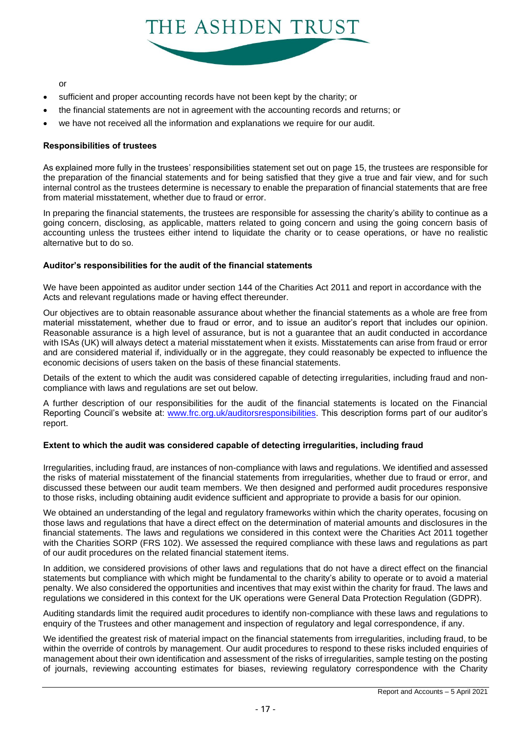or

- sufficient and proper accounting records have not been kept by the charity; or
- the financial statements are not in agreement with the accounting records and returns; or
- we have not received all the information and explanations we require for our audit.

**Responsibilities of trustees**

As explained more fully in the trustees' responsibilities statement set out on page 15, the trustees are responsible for the preparation of the financial statements and for being satisfied that they give a true and fair view, and for such internal control as the trustees determine is necessary to enable the preparation of financial statements that are free from material misstatement, whether due to fraud or error.

In preparing the financial statements, the trustees are responsible for assessing the charity's ability to continue as a going concern, disclosing, as applicable, matters related to going concern and using the going concern basis of accounting unless the trustees either intend to liquidate the charity or to cease operations, or have no realistic alternative but to do so.

**Auditor's responsibilities for the audit of the financial statements**

We have been appointed as auditor under section 144 of the Charities Act 2011 and report in accordance with the Acts and relevant regulations made or having effect thereunder.

Our objectives are to obtain reasonable assurance about whether the financial statements as a whole are free from material misstatement, whether due to fraud or error, and to issue an auditor's report that includes our opinion. Reasonable assurance is a high level of assurance, but is not a guarantee that an audit conducted in accordance with ISAs (UK) will always detect a material misstatement when it exists. Misstatements can arise from fraud or error and are considered material if, individually or in the aggregate, they could reasonably be expected to influence the economic decisions of users taken on the basis of these financial statements.

Details of the extent to which the audit was considered capable of detecting irregularities, including fraud and non-compliance with laws and regulations are set out below.

A further description of our responsibilities for the audit of the financial statements is located on the Financial Reporting Council's website at: [www.frc.org.uk/auditorsresponsibilities](www.frc.org.uk/auditorsresponsibilities). This description forms part of our auditor's report.

**Extent to which the audit was considered capable of detecting irregularities, including fraud**

Irregularities, including fraud, are instances of non-compliance with laws and regulations. We identified and assessed the risks of material misstatement of the financial statements from irregularities, whether due to fraud or error, and discussed these between our audit team members. We then designed and performed audit procedures responsive to those risks, including obtaining audit evidence sufficient and appropriate to provide a basis for our opinion.

We obtained an understanding of the legal and regulatory frameworks within which the charity operates, focusing on those laws and regulations that have a direct effect on the determination of material amounts and disclosures in the financial statements. The laws and regulations we considered in this context were the Charities Act 2011 together with the Charities SORP (FRS 102). We assessed the required compliance with these laws and regulations as part of our audit procedures on the related financial statement items.

In addition, we considered provisions of other laws and regulations that do not have a direct effect on the financial statements but compliance with which might be fundamental to the charity's ability to operate or to avoid a material penalty. We also considered the opportunities and incentives that may exist within the charity for fraud. The laws and regulations we considered in this context for the UK operations were General Data Protection Regulation (GDPR).

Auditing standards limit the required audit procedures to identify non-compliance with these laws and regulations to enquiry of the Trustees and other management and inspection of regulatory and legal correspondence, if any.

We identified the greatest risk of material impact on the financial statements from irregularities, including fraud, to be within the override of controls by management. Our audit procedures to respond to these risks included enquiries of management about their own identification and assessment of the risks of irregularities, sample testing on the posting of journals, reviewing accounting estimates for biases, reviewing regulatory correspondence with the Charity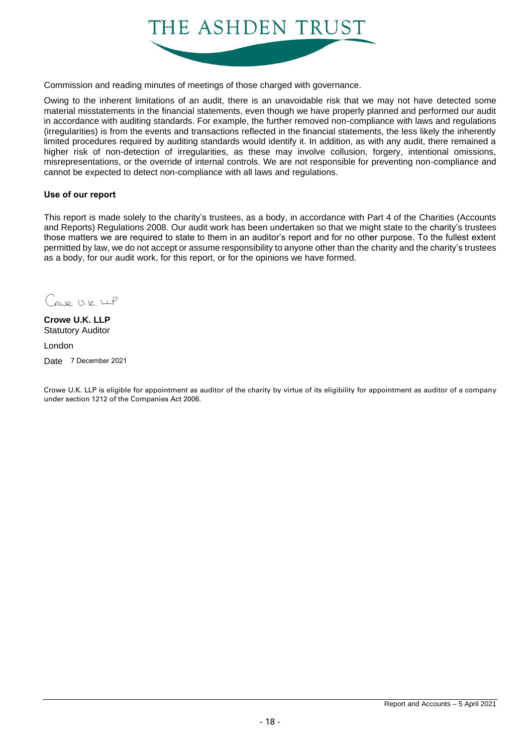Commission and reading minutes of meetings of those charged with governance.

Owing to the inherent limitations of an audit, there is an unavoidable risk that we may not have detected some material misstatements in the financial statements, even though we have properly planned and performed our audit in accordance with auditing standards. For example, the further removed non-compliance with laws and regulations (irregularities) is from the events and transactions reflected in the financial statements, the less likely the inherently limited procedures required by auditing standards would identify it. In addition, as with any audit, there remained a higher risk of non-detection of irregularities, as these may involve collusion, forgery, intentional omissions, misrepresentations, or the override of internal controls. We are not responsible for preventing non-compliance and cannot be expected to detect non-compliance with all laws and regulations.

**Use of our report**

This report is made solely to the charity's trustees, as a body, in accordance with Part 4 of the Charities (Accounts and Reports) Regulations 2008. Our audit work has been undertaken so that we might state to the charity's trustees those matters we are required to state to them in an auditor's report and for no other purpose. To the fullest extent permitted by law, we do not accept or assume responsibility to anyone other than the charity and the charity's trustees as a body, for our audit work, for this report, or for the opinions we have formed.

Crowe U.K. LLP

**Crowe U.K. LLP**
Statutory Auditor

London

Date 7 December 2021

Crowe U.K. LLP is eligible for appointment as auditor of the charity by virtue of its eligibility for appointment as auditor of a company under section 1212 of the Companies Act 2006.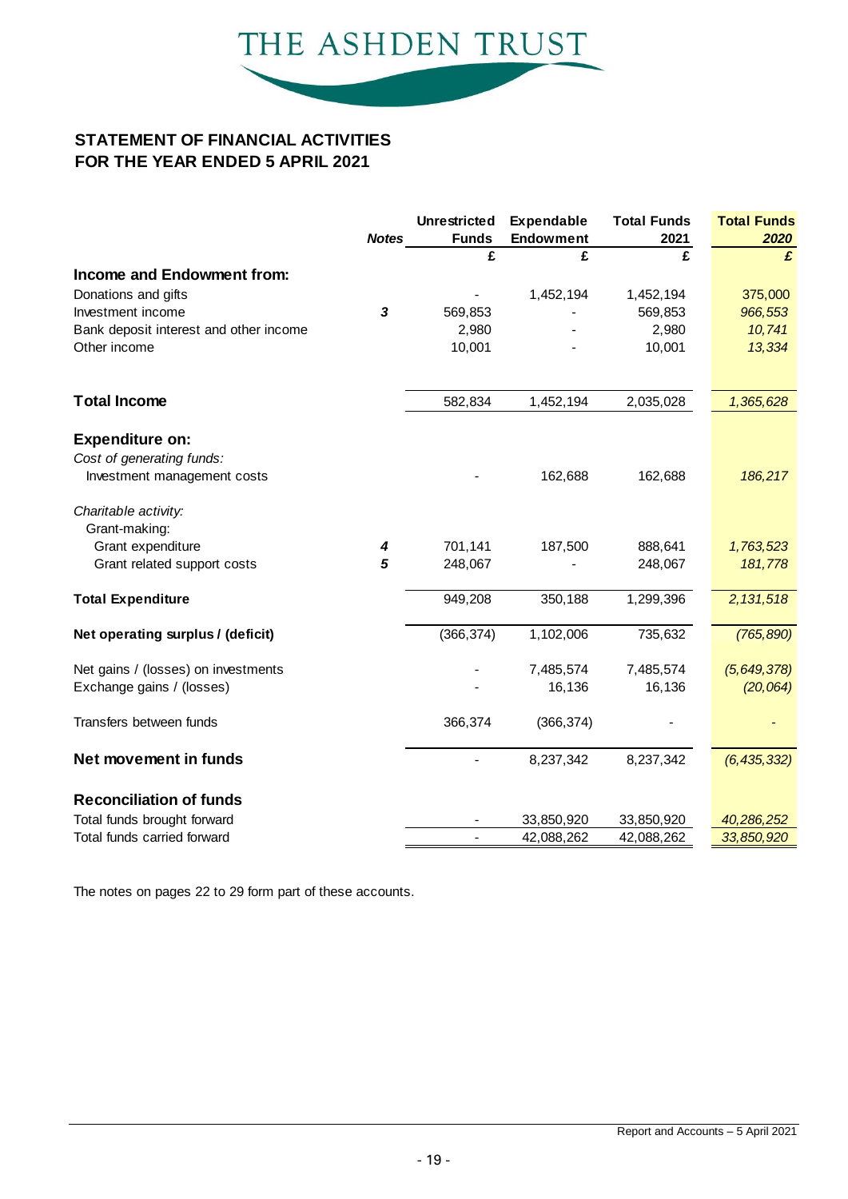THE ASHDEN TRUST

## STATEMENT OF FINANCIAL ACTIVITIES
## FOR THE YEAR ENDED 5 APRIL 2021

| | *Notes* | Unrestricted Funds | Expendable Endowment | Total Funds 2021 | Total Funds *2020* |
|---|---|---|---|---|---|
| | | £ | £ | £ | *£* |
| **Income and Endowment from:** | | | | | |
| Donations and gifts | | - | 1,452,194 | 1,452,194 | 375,000 |
| Investment income | *3* | 569,853 | - | 569,853 | *966,553* |
| Bank deposit interest and other income | | 2,980 | - | 2,980 | *10,741* |
| Other income | | 10,001 | - | 10,001 | *13,334* |
| **Total Income** | | 582,834 | 1,452,194 | 2,035,028 | *1,365,628* |
| **Expenditure on:** | | | | | |
| *Cost of generating funds:* | | | | | |
| Investment management costs | | - | 162,688 | 162,688 | *186,217* |
| *Charitable activity:* | | | | | |
| Grant-making: | | | | | |
| Grant expenditure | *4* | 701,141 | 187,500 | 888,641 | *1,763,523* |
| Grant related support costs | *5* | 248,067 | - | 248,067 | *181,778* |
| **Total Expenditure** | | 949,208 | 350,188 | 1,299,396 | *2,131,518* |
| **Net operating surplus / (deficit)** | | (366,374) | 1,102,006 | 735,632 | *(765,890)* |
| Net gains / (losses) on investments | | - | 7,485,574 | 7,485,574 | *(5,649,378)* |
| Exchange gains / (losses) | | - | 16,136 | 16,136 | *(20,064)* |
| Transfers between funds | | 366,374 | (366,374) | - | - |
| **Net movement in funds** | | - | 8,237,342 | 8,237,342 | *(6,435,332)* |
| **Reconciliation of funds** | | | | | |
| Total funds brought forward | | - | 33,850,920 | 33,850,920 | *40,286,252* |
| Total funds carried forward | | - | 42,088,262 | 42,088,262 | *33,850,920* |

The notes on pages 22 to 29 form part of these accounts.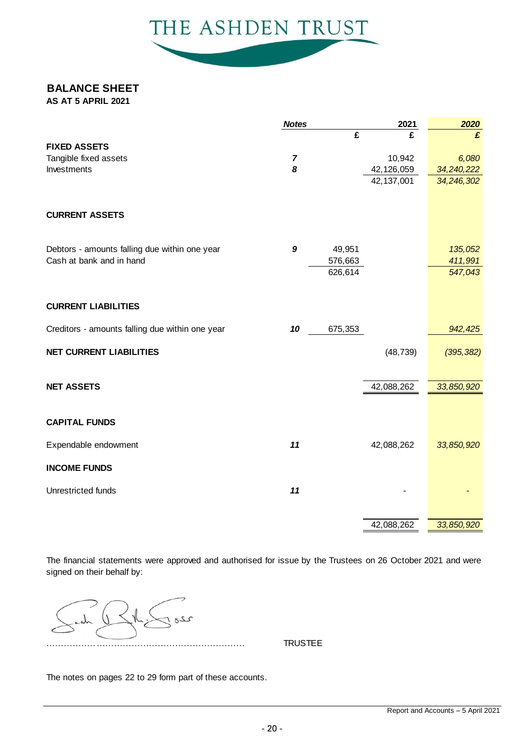# THE ASHDEN TRUST

## BALANCE SHEET

**AS AT 5 APRIL 2021**

| | Notes | 2021 | 2021 | 2020 |
|---|---|---|---|---|
| | | £ | £ | £ |
| **FIXED ASSETS** | | | | |
| Tangible fixed assets | 7 | | 10,942 | 6,080 |
| Investments | 8 | | 42,126,059 | 34,240,222 |
| | | | 42,137,001 | 34,246,302 |
| **CURRENT ASSETS** | | | | |
| Debtors - amounts falling due within one year | 9 | 49,951 | | 135,052 |
| Cash at bank and in hand | | 576,663 | | 411,991 |
| | | 626,614 | | 547,043 |
| **CURRENT LIABILITIES** | | | | |
| Creditors - amounts falling due within one year | 10 | 675,353 | | 942,425 |
| **NET CURRENT LIABILITIES** | | | (48,739) | (395,382) |
| **NET ASSETS** | | | 42,088,262 | 33,850,920 |
| **CAPITAL FUNDS** | | | | |
| Expendable endowment | 11 | | 42,088,262 | 33,850,920 |
| **INCOME FUNDS** | | | | |
| Unrestricted funds | 11 | | - | - |
| | | | 42,088,262 | 33,850,920 |

The financial statements were approved and authorised for issue by the Trustees on 26 October 2021 and were signed on their behalf by:

……………………………………………………………… TRUSTEE

The notes on pages 22 to 29 form part of these accounts.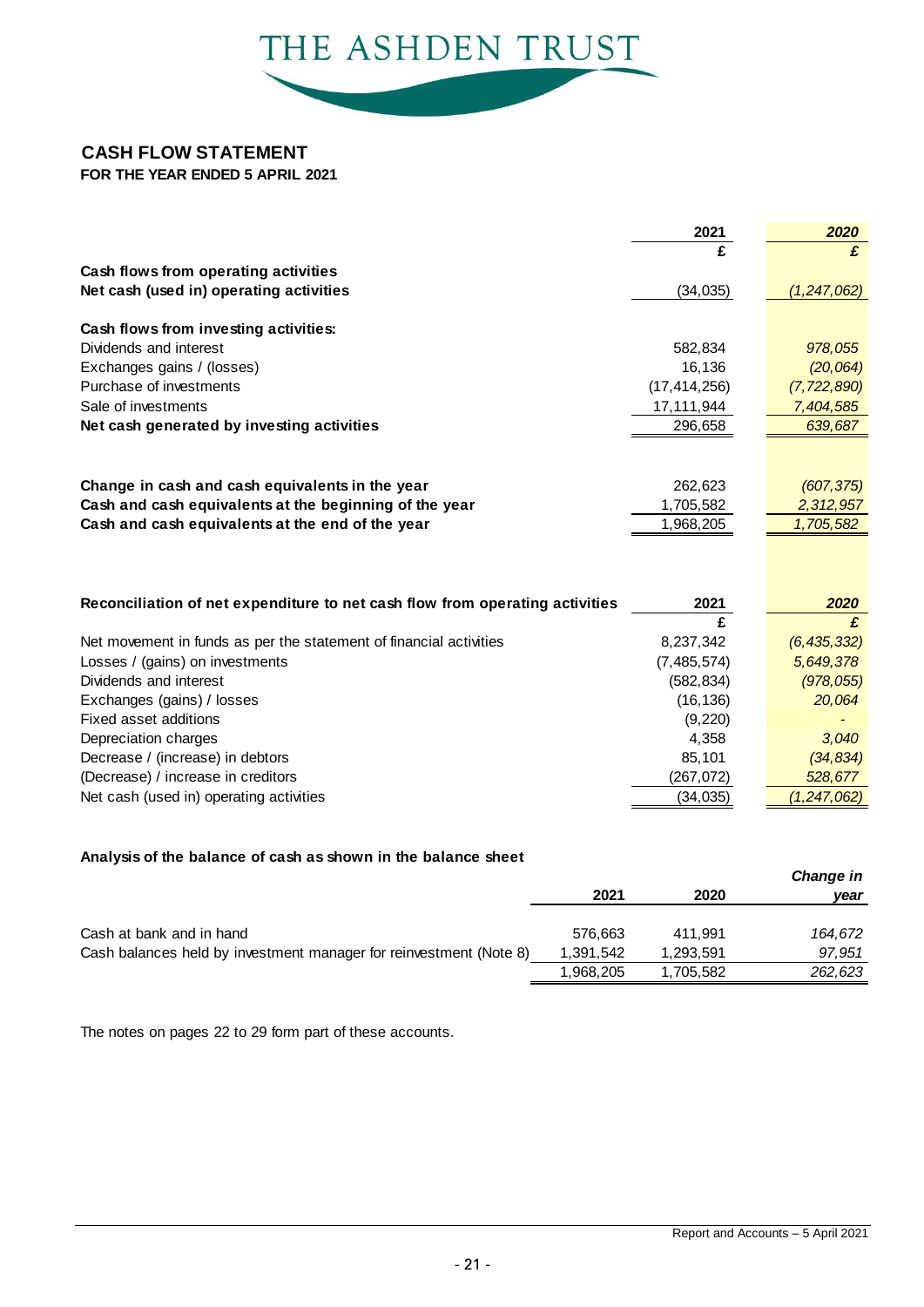# THE ASHDEN TRUST

## CASH FLOW STATEMENT

**FOR THE YEAR ENDED 5 APRIL 2021**

| | 2021 | *2020* |
|---|---|---|
| | £ | *£* |
| **Cash flows from operating activities** | | |
| **Net cash (used in) operating activities** | (34,035) | *(1,247,062)* |
| | | |
| **Cash flows from investing activities:** | | |
| Dividends and interest | 582,834 | *978,055* |
| Exchanges gains / (losses) | 16,136 | *(20,064)* |
| Purchase of investments | (17,414,256) | *(7,722,890)* |
| Sale of investments | 17,111,944 | *7,404,585* |
| **Net cash generated by investing activities** | 296,658 | *639,687* |
| | | |
| **Change in cash and cash equivalents in the year** | 262,623 | *(607,375)* |
| **Cash and cash equivalents at the beginning of the year** | 1,705,582 | *2,312,957* |
| **Cash and cash equivalents at the end of the year** | 1,968,205 | *1,705,582* |

| **Reconciliation of net expenditure to net cash flow from operating activities** | 2021 | *2020* |
|---|---|---|
| | £ | *£* |
| Net movement in funds as per the statement of financial activities | 8,237,342 | *(6,435,332)* |
| Losses / (gains) on investments | (7,485,574) | *5,649,378* |
| Dividends and interest | (582,834) | *(978,055)* |
| Exchanges (gains) / losses | (16,136) | *20,064* |
| Fixed asset additions | (9,220) | *-* |
| Depreciation charges | 4,358 | *3,040* |
| Decrease / (increase) in debtors | 85,101 | *(34,834)* |
| (Decrease) / increase in creditors | (267,072) | *528,677* |
| Net cash (used in) operating activities | (34,035) | *(1,247,062)* |

**Analysis of the balance of cash as shown in the balance sheet**

| | 2021 | 2020 | *Change in year* |
|---|---|---|---|
| Cash at bank and in hand | 576,663 | 411,991 | *164,672* |
| Cash balances held by investment manager for reinvestment (Note 8) | 1,391,542 | 1,293,591 | *97,951* |
| | 1,968,205 | 1,705,582 | *262,623* |

The notes on pages 22 to 29 form part of these accounts.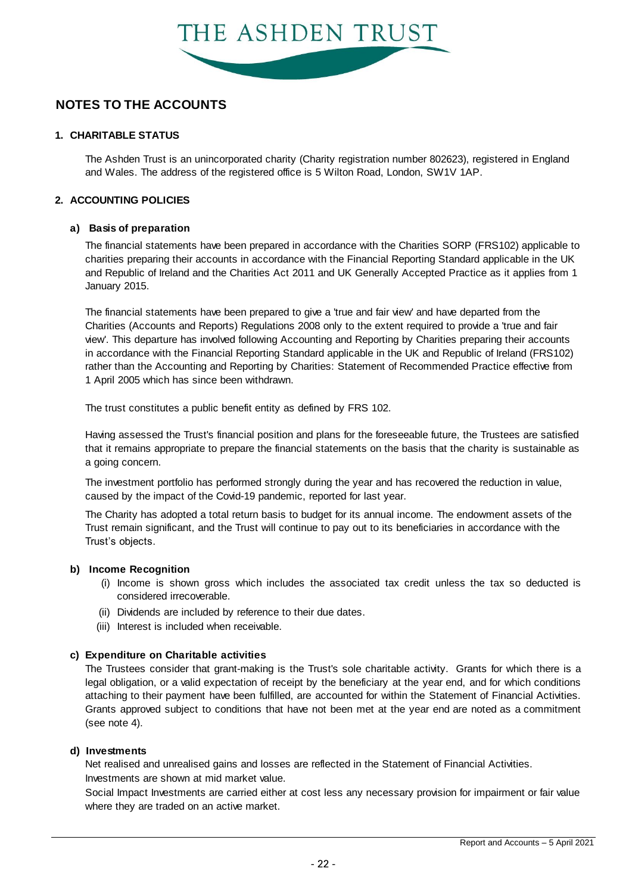## NOTES TO THE ACCOUNTS

### 1. CHARITABLE STATUS

The Ashden Trust is an unincorporated charity (Charity registration number 802623), registered in England and Wales. The address of the registered office is 5 Wilton Road, London, SW1V 1AP.

### 2. ACCOUNTING POLICIES

#### a) Basis of preparation

The financial statements have been prepared in accordance with the Charities SORP (FRS102) applicable to charities preparing their accounts in accordance with the Financial Reporting Standard applicable in the UK and Republic of Ireland and the Charities Act 2011 and UK Generally Accepted Practice as it applies from 1 January 2015.

The financial statements have been prepared to give a 'true and fair view' and have departed from the Charities (Accounts and Reports) Regulations 2008 only to the extent required to provide a 'true and fair view'. This departure has involved following Accounting and Reporting by Charities preparing their accounts in accordance with the Financial Reporting Standard applicable in the UK and Republic of Ireland (FRS102) rather than the Accounting and Reporting by Charities: Statement of Recommended Practice effective from 1 April 2005 which has since been withdrawn.

The trust constitutes a public benefit entity as defined by FRS 102.

Having assessed the Trust's financial position and plans for the foreseeable future, the Trustees are satisfied that it remains appropriate to prepare the financial statements on the basis that the charity is sustainable as a going concern.

The investment portfolio has performed strongly during the year and has recovered the reduction in value, caused by the impact of the Covid-19 pandemic, reported for last year.

The Charity has adopted a total return basis to budget for its annual income. The endowment assets of the Trust remain significant, and the Trust will continue to pay out to its beneficiaries in accordance with the Trust's objects.

#### b) Income Recognition

(i) Income is shown gross which includes the associated tax credit unless the tax so deducted is considered irrecoverable.

(ii) Dividends are included by reference to their due dates.

(iii) Interest is included when receivable.

#### c) Expenditure on Charitable activities

The Trustees consider that grant-making is the Trust's sole charitable activity. Grants for which there is a legal obligation, or a valid expectation of receipt by the beneficiary at the year end, and for which conditions attaching to their payment have been fulfilled, are accounted for within the Statement of Financial Activities. Grants approved subject to conditions that have not been met at the year end are noted as a commitment (see note 4).

#### d) Investments

Net realised and unrealised gains and losses are reflected in the Statement of Financial Activities.
Investments are shown at mid market value.
Social Impact Investments are carried either at cost less any necessary provision for impairment or fair value where they are traded on an active market.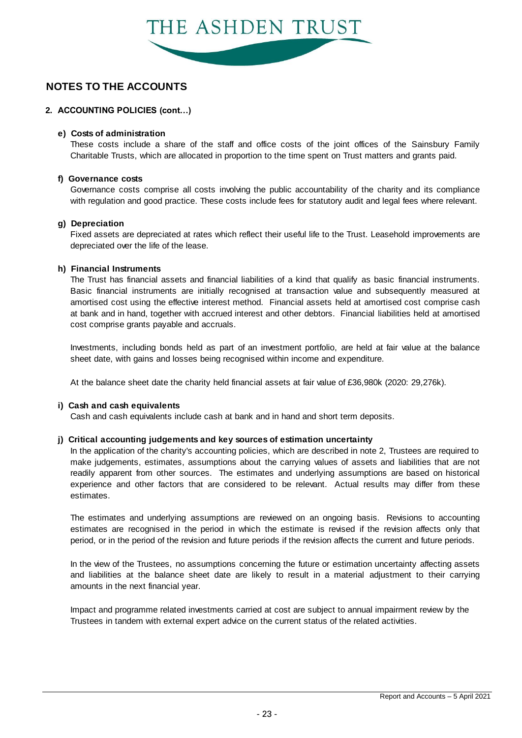## NOTES TO THE ACCOUNTS

### 2. ACCOUNTING POLICIES (cont…)

**e) Costs of administration**

These costs include a share of the staff and office costs of the joint offices of the Sainsbury Family Charitable Trusts, which are allocated in proportion to the time spent on Trust matters and grants paid.

**f) Governance costs**

Governance costs comprise all costs involving the public accountability of the charity and its compliance with regulation and good practice. These costs include fees for statutory audit and legal fees where relevant.

**g) Depreciation**

Fixed assets are depreciated at rates which reflect their useful life to the Trust. Leasehold improvements are depreciated over the life of the lease.

**h) Financial Instruments**

The Trust has financial assets and financial liabilities of a kind that qualify as basic financial instruments. Basic financial instruments are initially recognised at transaction value and subsequently measured at amortised cost using the effective interest method. Financial assets held at amortised cost comprise cash at bank and in hand, together with accrued interest and other debtors. Financial liabilities held at amortised cost comprise grants payable and accruals.

Investments, including bonds held as part of an investment portfolio, are held at fair value at the balance sheet date, with gains and losses being recognised within income and expenditure.

At the balance sheet date the charity held financial assets at fair value of £36,980k (2020: 29,276k).

**i) Cash and cash equivalents**

Cash and cash equivalents include cash at bank and in hand and short term deposits.

**j) Critical accounting judgements and key sources of estimation uncertainty**

In the application of the charity's accounting policies, which are described in note 2, Trustees are required to make judgements, estimates, assumptions about the carrying values of assets and liabilities that are not readily apparent from other sources. The estimates and underlying assumptions are based on historical experience and other factors that are considered to be relevant. Actual results may differ from these estimates.

The estimates and underlying assumptions are reviewed on an ongoing basis. Revisions to accounting estimates are recognised in the period in which the estimate is revised if the revision affects only that period, or in the period of the revision and future periods if the revision affects the current and future periods.

In the view of the Trustees, no assumptions concerning the future or estimation uncertainty affecting assets and liabilities at the balance sheet date are likely to result in a material adjustment to their carrying amounts in the next financial year.

Impact and programme related investments carried at cost are subject to annual impairment review by the Trustees in tandem with external expert advice on the current status of the related activities.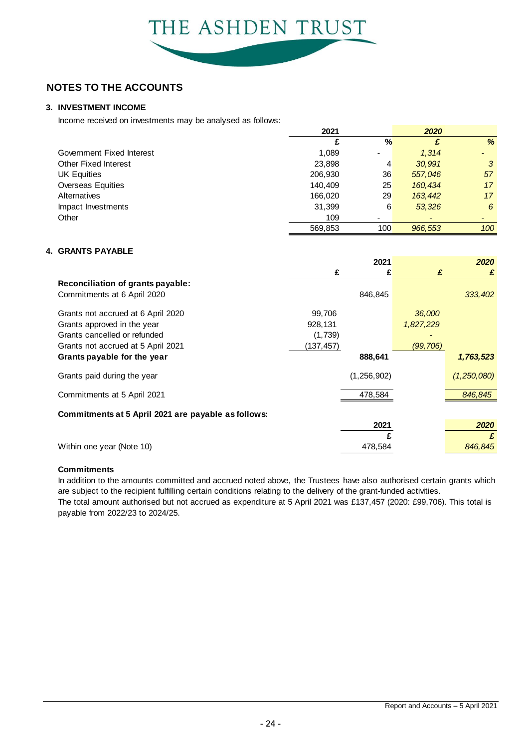# THE ASHDEN TRUST

## NOTES TO THE ACCOUNTS

### 3. INVESTMENT INCOME

Income received on investments may be analysed as follows:

| | 2021 | | *2020* | |
|---|---|---|---|---|
| | £ | % | *£* | *%* |
| Government Fixed Interest | 1,089 | - | *1,314* | *-* |
| Other Fixed Interest | 23,898 | 4 | *30,991* | *3* |
| UK Equities | 206,930 | 36 | *557,046* | *57* |
| Overseas Equities | 140,409 | 25 | *160,434* | *17* |
| Alternatives | 166,020 | 29 | *163,442* | *17* |
| Impact Investments | 31,399 | 6 | *53,326* | *6* |
| Other | 109 | - | *-* | *-* |
| | 569,853 | 100 | *966,553* | *100* |

### 4. GRANTS PAYABLE

| | | 2021 | | *2020* |
|---|---|---|---|---|
| | £ | £ | *£* | *£* |
| **Reconciliation of grants payable:** | | | | |
| Commitments at 6 April 2020 | | 846,845 | | *333,402* |
| Grants not accrued at 6 April 2020 | 99,706 | | *36,000* | |
| Grants approved in the year | 928,131 | | *1,827,229* | |
| Grants cancelled or refunded | (1,739) | | *-* | |
| Grants not accrued at 5 April 2021 | (137,457) | | *(99,706)* | |
| **Grants payable for the year** | | **888,641** | | ***1,763,523*** |
| Grants paid during the year | | (1,256,902) | | *(1,250,080)* |
| Commitments at 5 April 2021 | | 478,584 | | *846,845* |

**Commitments at 5 April 2021 are payable as follows:**

| | 2021 | *2020* |
|---|---|---|
| | £ | *£* |
| Within one year (Note 10) | 478,584 | *846,845* |

**Commitments**

In addition to the amounts committed and accrued noted above, the Trustees have also authorised certain grants which are subject to the recipient fulfilling certain conditions relating to the delivery of the grant-funded activities.
The total amount authorised but not accrued as expenditure at 5 April 2021 was £137,457 (2020: £99,706). This total is payable from 2022/23 to 2024/25.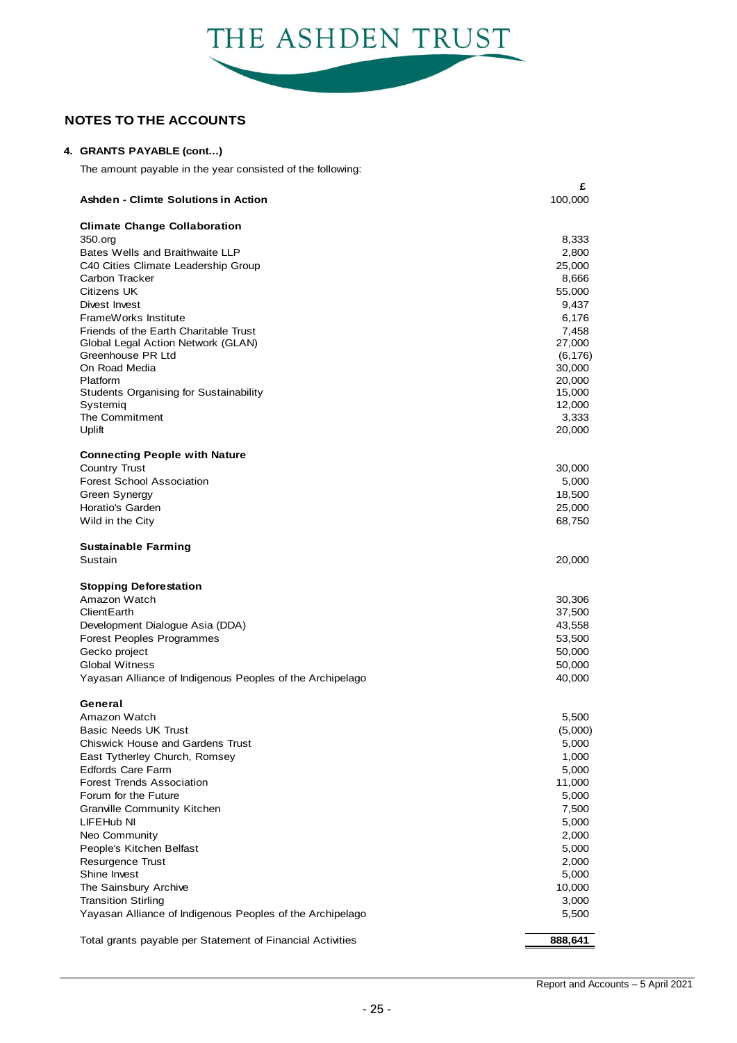# THE ASHDEN TRUST

## NOTES TO THE ACCOUNTS

### 4. GRANTS PAYABLE (cont...)

The amount payable in the year consisted of the following:

| | £ |
|---|---|
| **Ashden - Climte Solutions in Action** | 100,000 |
| | |
| **Climate Change Collaboration** | |
| 350.org | 8,333 |
| Bates Wells and Braithwaite LLP | 2,800 |
| C40 Cities Climate Leadership Group | 25,000 |
| Carbon Tracker | 8,666 |
| Citizens UK | 55,000 |
| Divest Invest | 9,437 |
| FrameWorks Institute | 6,176 |
| Friends of the Earth Charitable Trust | 7,458 |
| Global Legal Action Network (GLAN) | 27,000 |
| Greenhouse PR Ltd | (6,176) |
| On Road Media | 30,000 |
| Platform | 20,000 |
| Students Organising for Sustainability | 15,000 |
| Systemiq | 12,000 |
| The Commitment | 3,333 |
| Uplift | 20,000 |
| | |
| **Connecting People with Nature** | |
| Country Trust | 30,000 |
| Forest School Association | 5,000 |
| Green Synergy | 18,500 |
| Horatio's Garden | 25,000 |
| Wild in the City | 68,750 |
| | |
| **Sustainable Farming** | |
| Sustain | 20,000 |
| | |
| **Stopping Deforestation** | |
| Amazon Watch | 30,306 |
| ClientEarth | 37,500 |
| Development Dialogue Asia (DDA) | 43,558 |
| Forest Peoples Programmes | 53,500 |
| Gecko project | 50,000 |
| Global Witness | 50,000 |
| Yayasan Alliance of Indigenous Peoples of the Archipelago | 40,000 |
| | |
| **General** | |
| Amazon Watch | 5,500 |
| Basic Needs UK Trust | (5,000) |
| Chiswick House and Gardens Trust | 5,000 |
| East Tytherley Church, Romsey | 1,000 |
| Edfords Care Farm | 5,000 |
| Forest Trends Association | 11,000 |
| Forum for the Future | 5,000 |
| Granville Community Kitchen | 7,500 |
| LIFEHub NI | 5,000 |
| Neo Community | 2,000 |
| People's Kitchen Belfast | 5,000 |
| Resurgence Trust | 2,000 |
| Shine Invest | 5,000 |
| The Sainsbury Archive | 10,000 |
| Transition Stirling | 3,000 |
| Yayasan Alliance of Indigenous Peoples of the Archipelago | 5,500 |
| | |
| Total grants payable per Statement of Financial Activities | **888,641** |

Report and Accounts – 5 April 2021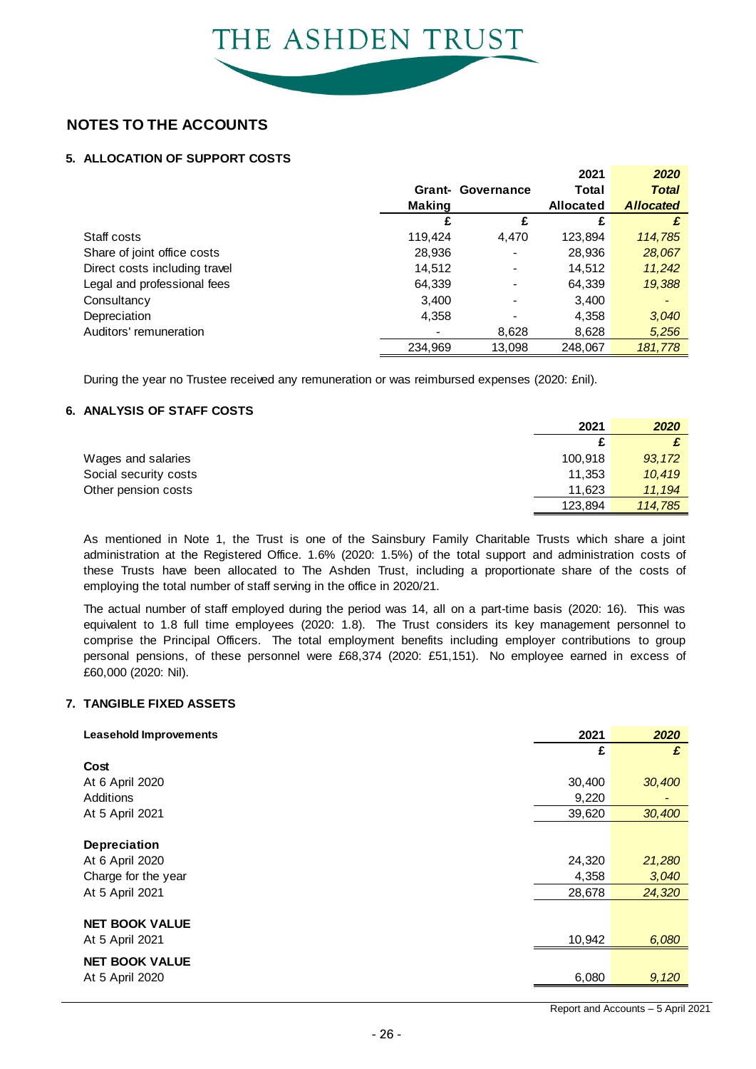# THE ASHDEN TRUST

## NOTES TO THE ACCOUNTS

### 5. ALLOCATION OF SUPPORT COSTS

| | Grant-Making | Governance | 2021 Total Allocated | *2020 Total Allocated* |
|---|---|---|---|---|
| | £ | £ | £ | *£* |
| Staff costs | 119,424 | 4,470 | 123,894 | *114,785* |
| Share of joint office costs | 28,936 | - | 28,936 | *28,067* |
| Direct costs including travel | 14,512 | - | 14,512 | *11,242* |
| Legal and professional fees | 64,339 | - | 64,339 | *19,388* |
| Consultancy | 3,400 | - | 3,400 | *-* |
| Depreciation | 4,358 | - | 4,358 | *3,040* |
| Auditors' remuneration | - | 8,628 | 8,628 | *5,256* |
| | 234,969 | 13,098 | 248,067 | *181,778* |

During the year no Trustee received any remuneration or was reimbursed expenses (2020: £nil).

### 6. ANALYSIS OF STAFF COSTS

| | 2021 | *2020* |
|---|---|---|
| | £ | *£* |
| Wages and salaries | 100,918 | *93,172* |
| Social security costs | 11,353 | *10,419* |
| Other pension costs | 11,623 | *11,194* |
| | 123,894 | *114,785* |

As mentioned in Note 1, the Trust is one of the Sainsbury Family Charitable Trusts which share a joint administration at the Registered Office. 1.6% (2020: 1.5%) of the total support and administration costs of these Trusts have been allocated to The Ashden Trust, including a proportionate share of the costs of employing the total number of staff serving in the office in 2020/21.

The actual number of staff employed during the period was 14, all on a part-time basis (2020: 16). This was equivalent to 1.8 full time employees (2020: 1.8). The Trust considers its key management personnel to comprise the Principal Officers. The total employment benefits including employer contributions to group personal pensions, of these personnel were £68,374 (2020: £51,151). No employee earned in excess of £60,000 (2020: Nil).

### 7. TANGIBLE FIXED ASSETS

| **Leasehold Improvements** | 2021 | *2020* |
|---|---|---|
| | £ | *£* |
| **Cost** | | |
| At 6 April 2020 | 30,400 | *30,400* |
| Additions | 9,220 | *-* |
| At 5 April 2021 | 39,620 | *30,400* |
| **Depreciation** | | |
| At 6 April 2020 | 24,320 | *21,280* |
| Charge for the year | 4,358 | *3,040* |
| At 5 April 2021 | 28,678 | *24,320* |
| **NET BOOK VALUE** | | |
| At 5 April 2021 | 10,942 | *6,080* |
| **NET BOOK VALUE** | | |
| At 5 April 2020 | 6,080 | *9,120* |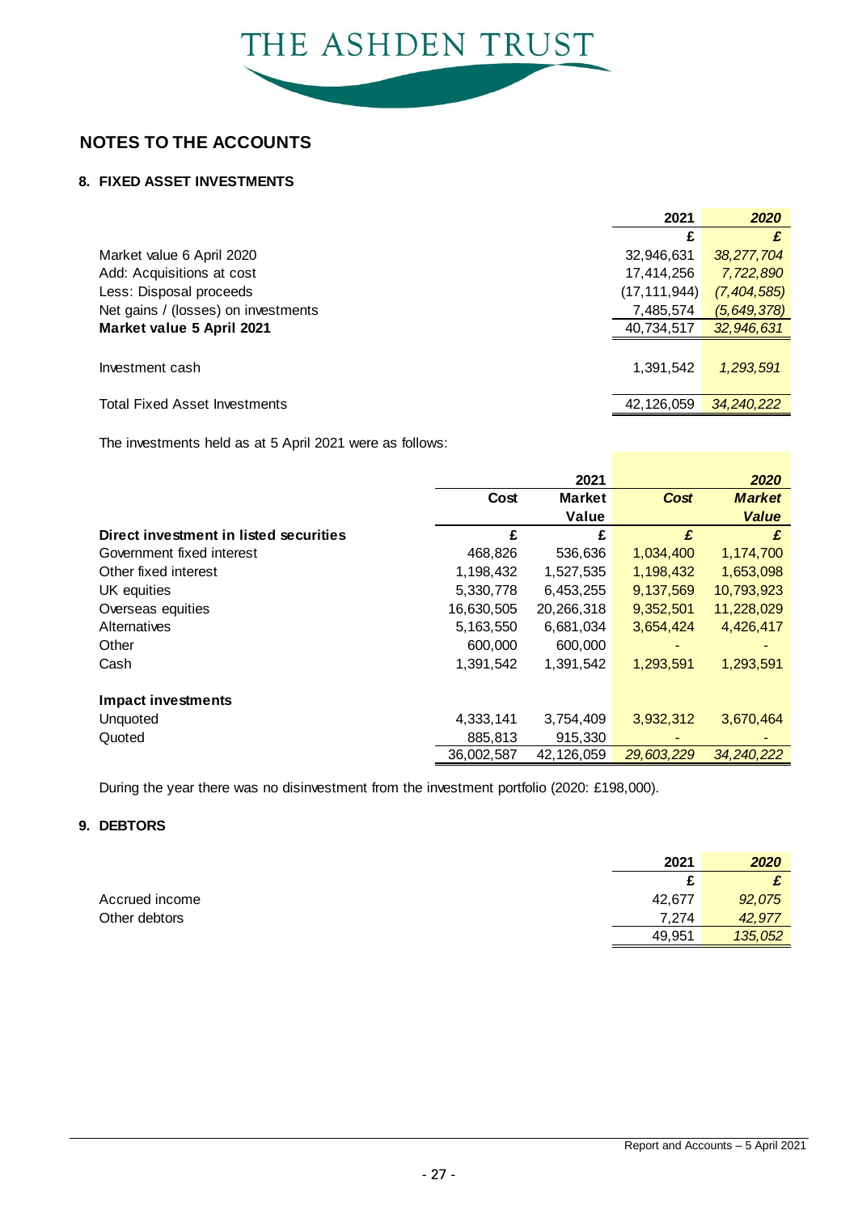# THE ASHDEN TRUST

## NOTES TO THE ACCOUNTS

### 8. FIXED ASSET INVESTMENTS

| | 2021 | *2020* |
|---|---|---|
| | £ | *£* |
| Market value 6 April 2020 | 32,946,631 | *38,277,704* |
| Add: Acquisitions at cost | 17,414,256 | *7,722,890* |
| Less: Disposal proceeds | (17,111,944) | *(7,404,585)* |
| Net gains / (losses) on investments | 7,485,574 | *(5,649,378)* |
| **Market value 5 April 2021** | 40,734,517 | *32,946,631* |
| Investment cash | 1,391,542 | *1,293,591* |
| Total Fixed Asset Investments | 42,126,059 | *34,240,222* |

The investments held as at 5 April 2021 were as follows:

| | 2021 | | *2020* | |
|---|---|---|---|---|
| | **Cost** | **Market Value** | ***Cost*** | ***Market Value*** |
| **Direct investment in listed securities** | £ | £ | *£* | *£* |
| Government fixed interest | 468,826 | 536,636 | 1,034,400 | 1,174,700 |
| Other fixed interest | 1,198,432 | 1,527,535 | 1,198,432 | 1,653,098 |
| UK equities | 5,330,778 | 6,453,255 | 9,137,569 | 10,793,923 |
| Overseas equities | 16,630,505 | 20,266,318 | 9,352,501 | 11,228,029 |
| Alternatives | 5,163,550 | 6,681,034 | 3,654,424 | 4,426,417 |
| Other | 600,000 | 600,000 | - | - |
| Cash | 1,391,542 | 1,391,542 | 1,293,591 | 1,293,591 |
| **Impact investments** | | | | |
| Unquoted | 4,333,141 | 3,754,409 | 3,932,312 | 3,670,464 |
| Quoted | 885,813 | 915,330 | - | - |
| | 36,002,587 | 42,126,059 | *29,603,229* | *34,240,222* |

During the year there was no disinvestment from the investment portfolio (2020: £198,000).

### 9. DEBTORS

| | 2021 | *2020* |
|---|---|---|
| | £ | *£* |
| Accrued income | 42,677 | *92,075* |
| Other debtors | 7,274 | *42,977* |
| | 49,951 | *135,052* |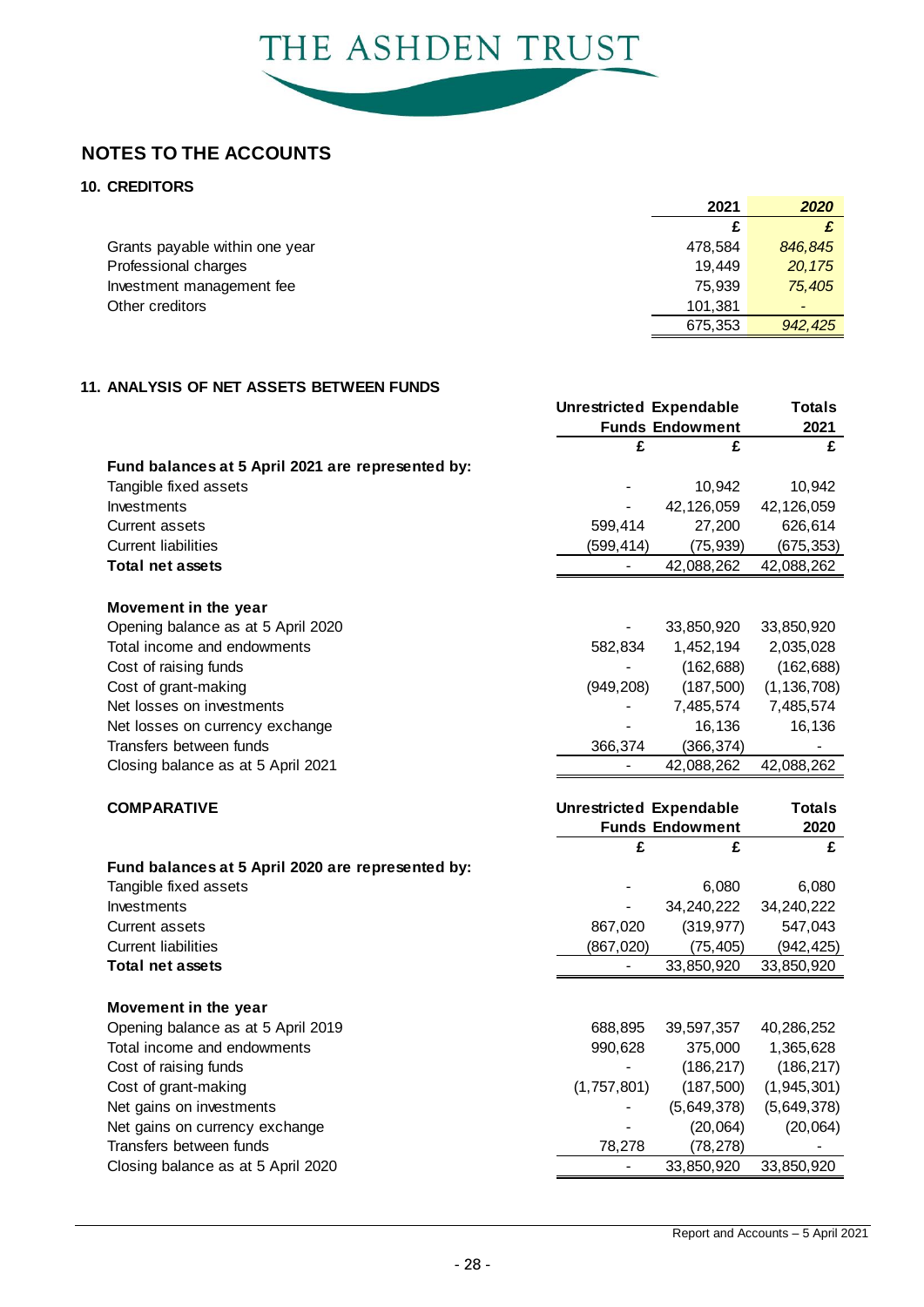# THE ASHDEN TRUST

## NOTES TO THE ACCOUNTS

### 10. CREDITORS

| | 2021 | *2020* |
|---|---|---|
| | £ | *£* |
| Grants payable within one year | 478,584 | *846,845* |
| Professional charges | 19,449 | *20,175* |
| Investment management fee | 75,939 | *75,405* |
| Other creditors | 101,381 | *-* |
| | 675,353 | *942,425* |

### 11. ANALYSIS OF NET ASSETS BETWEEN FUNDS

| | Unrestricted Funds | Expendable Endowment | Totals 2021 |
|---|---|---|---|
| | £ | £ | £ |
| **Fund balances at 5 April 2021 are represented by:** | | | |
| Tangible fixed assets | - | 10,942 | 10,942 |
| Investments | - | 42,126,059 | 42,126,059 |
| Current assets | 599,414 | 27,200 | 626,614 |
| Current liabilities | (599,414) | (75,939) | (675,353) |
| **Total net assets** | - | 42,088,262 | 42,088,262 |
| | | | |
| **Movement in the year** | | | |
| Opening balance as at 5 April 2020 | - | 33,850,920 | 33,850,920 |
| Total income and endowments | 582,834 | 1,452,194 | 2,035,028 |
| Cost of raising funds | - | (162,688) | (162,688) |
| Cost of grant-making | (949,208) | (187,500) | (1,136,708) |
| Net losses on investments | - | 7,485,574 | 7,485,574 |
| Net losses on currency exchange | - | 16,136 | 16,136 |
| Transfers between funds | 366,374 | (366,374) | - |
| Closing balance as at 5 April 2021 | - | 42,088,262 | 42,088,262 |

**COMPARATIVE**

| | Unrestricted Funds | Expendable Endowment | Totals 2020 |
|---|---|---|---|
| | £ | £ | £ |
| **Fund balances at 5 April 2020 are represented by:** | | | |
| Tangible fixed assets | - | 6,080 | 6,080 |
| Investments | - | 34,240,222 | 34,240,222 |
| Current assets | 867,020 | (319,977) | 547,043 |
| Current liabilities | (867,020) | (75,405) | (942,425) |
| **Total net assets** | - | 33,850,920 | 33,850,920 |
| | | | |
| **Movement in the year** | | | |
| Opening balance as at 5 April 2019 | 688,895 | 39,597,357 | 40,286,252 |
| Total income and endowments | 990,628 | 375,000 | 1,365,628 |
| Cost of raising funds | - | (186,217) | (186,217) |
| Cost of grant-making | (1,757,801) | (187,500) | (1,945,301) |
| Net gains on investments | - | (5,649,378) | (5,649,378) |
| Net gains on currency exchange | - | (20,064) | (20,064) |
| Transfers between funds | 78,278 | (78,278) | - |
| Closing balance as at 5 April 2020 | - | 33,850,920 | 33,850,920 |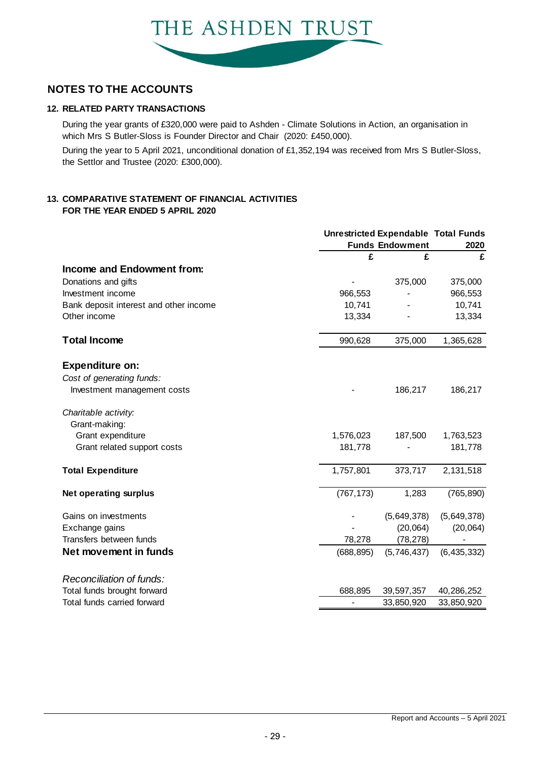# THE ASHDEN TRUST

## NOTES TO THE ACCOUNTS

### 12. RELATED PARTY TRANSACTIONS

During the year grants of £320,000 were paid to Ashden - Climate Solutions in Action, an organisation in which Mrs S Butler-Sloss is Founder Director and Chair (2020: £450,000).

During the year to 5 April 2021, unconditional donation of £1,352,194 was received from Mrs S Butler-Sloss, the Settlor and Trustee (2020: £300,000).

### 13. COMPARATIVE STATEMENT OF FINANCIAL ACTIVITIES FOR THE YEAR ENDED 5 APRIL 2020

| | Unrestricted Funds | Expendable Endowment | Total Funds 2020 |
|---|---|---|---|
| | £ | £ | £ |
| **Income and Endowment from:** | | | |
| Donations and gifts | - | 375,000 | 375,000 |
| Investment income | 966,553 | - | 966,553 |
| Bank deposit interest and other income | 10,741 | - | 10,741 |
| Other income | 13,334 | - | 13,334 |
| **Total Income** | 990,628 | 375,000 | 1,365,628 |
| **Expenditure on:** | | | |
| *Cost of generating funds:* | | | |
| Investment management costs | - | 186,217 | 186,217 |
| *Charitable activity:* | | | |
| Grant-making: | | | |
| Grant expenditure | 1,576,023 | 187,500 | 1,763,523 |
| Grant related support costs | 181,778 | - | 181,778 |
| **Total Expenditure** | 1,757,801 | 373,717 | 2,131,518 |
| **Net operating surplus** | (767,173) | 1,283 | (765,890) |
| Gains on investments | - | (5,649,378) | (5,649,378) |
| Exchange gains | - | (20,064) | (20,064) |
| Transfers between funds | 78,278 | (78,278) | - |
| **Net movement in funds** | (688,895) | (5,746,437) | (6,435,332) |
| *Reconciliation of funds:* | | | |
| Total funds brought forward | 688,895 | 39,597,357 | 40,286,252 |
| Total funds carried forward | - | 33,850,920 | 33,850,920 |